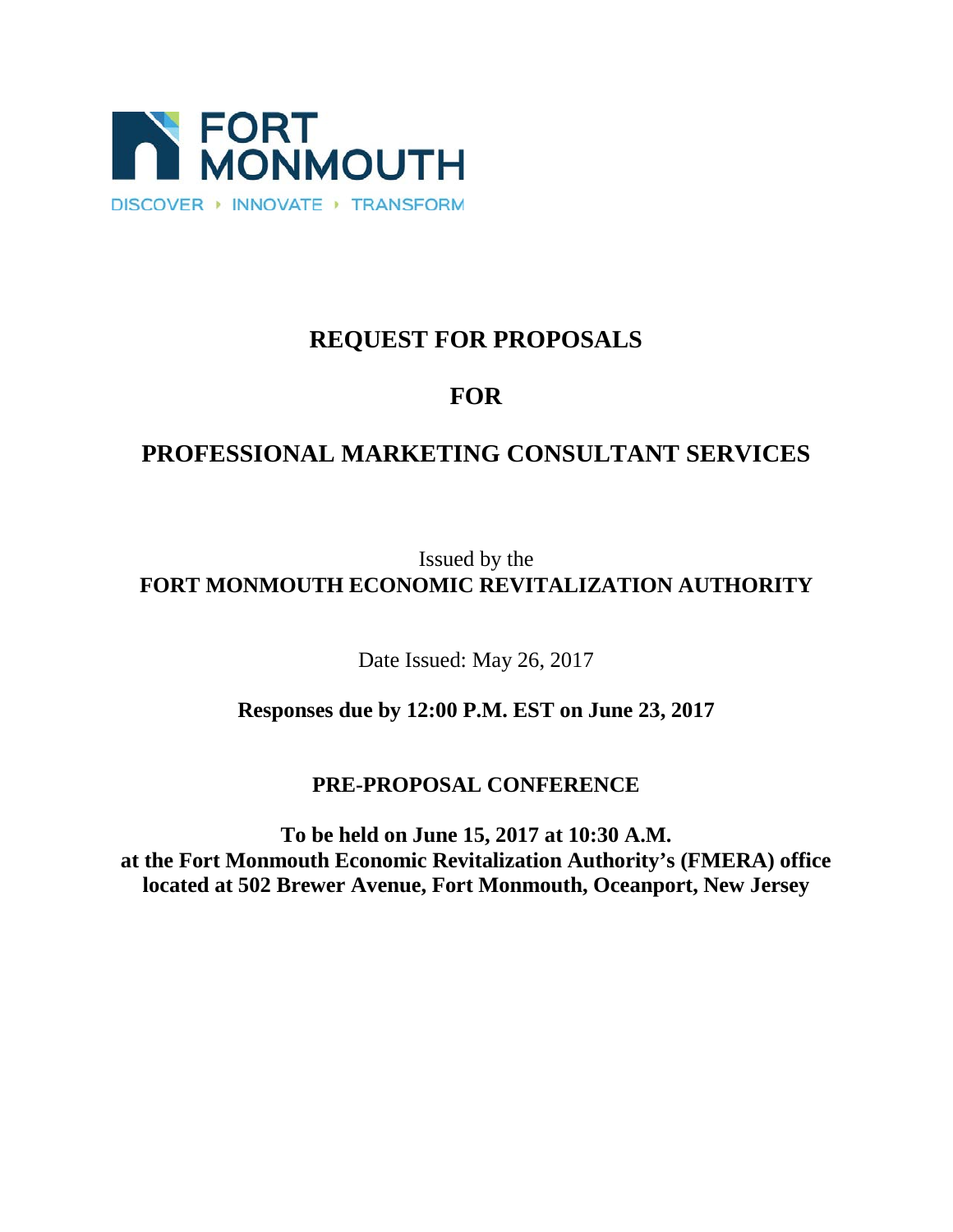FORT MONMOUTH

DISCOVER ‣ INNOVATE ‣ TRANSFORM

# REQUEST FOR PROPOSALS

# FOR

# PROFESSIONAL MARKETING CONSULTANT SERVICES

Issued by the

**FORT MONMOUTH ECONOMIC REVITALIZATION AUTHORITY**

Date Issued: May 26, 2017

**Responses due by 12:00 P.M. EST on June 23, 2017**

**PRE-PROPOSAL CONFERENCE**

**To be held on June 15, 2017 at 10:30 A.M.**
**at the Fort Monmouth Economic Revitalization Authority's (FMERA) office located at 502 Brewer Avenue, Fort Monmouth, Oceanport, New Jersey**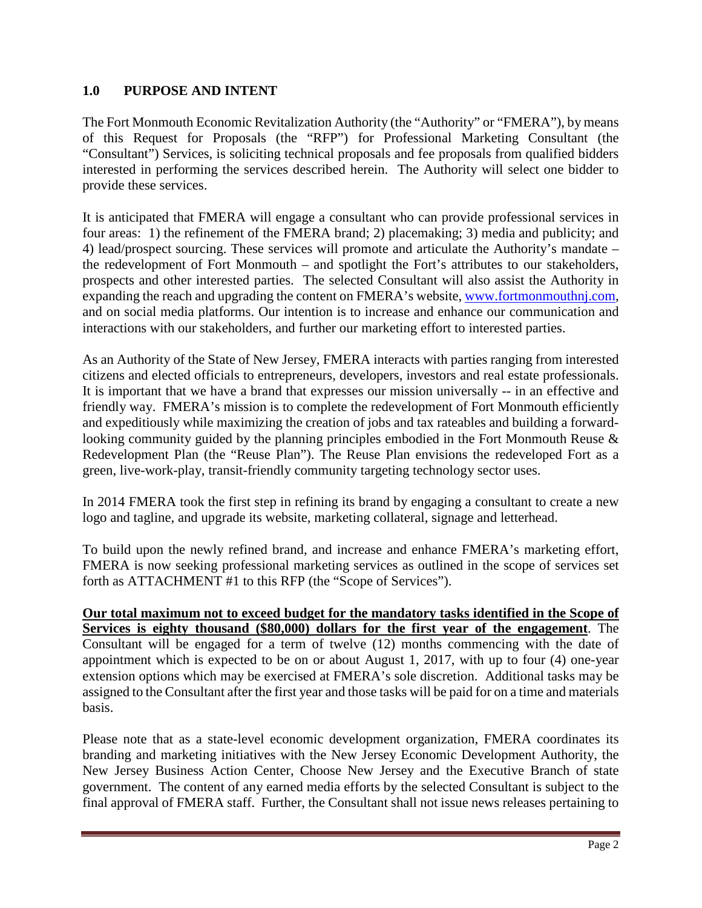## 1.0 PURPOSE AND INTENT

The Fort Monmouth Economic Revitalization Authority (the "Authority" or "FMERA"), by means of this Request for Proposals (the "RFP") for Professional Marketing Consultant (the "Consultant") Services, is soliciting technical proposals and fee proposals from qualified bidders interested in performing the services described herein. The Authority will select one bidder to provide these services.

It is anticipated that FMERA will engage a consultant who can provide professional services in four areas: 1) the refinement of the FMERA brand; 2) placemaking; 3) media and publicity; and 4) lead/prospect sourcing. These services will promote and articulate the Authority's mandate – the redevelopment of Fort Monmouth – and spotlight the Fort's attributes to our stakeholders, prospects and other interested parties. The selected Consultant will also assist the Authority in expanding the reach and upgrading the content on FMERA's website, [www.fortmonmouthnj.com](http://www.fortmonmouthnj.com), and on social media platforms. Our intention is to increase and enhance our communication and interactions with our stakeholders, and further our marketing effort to interested parties.

As an Authority of the State of New Jersey, FMERA interacts with parties ranging from interested citizens and elected officials to entrepreneurs, developers, investors and real estate professionals. It is important that we have a brand that expresses our mission universally -- in an effective and friendly way. FMERA's mission is to complete the redevelopment of Fort Monmouth efficiently and expeditiously while maximizing the creation of jobs and tax rateables and building a forward-looking community guided by the planning principles embodied in the Fort Monmouth Reuse & Redevelopment Plan (the "Reuse Plan"). The Reuse Plan envisions the redeveloped Fort as a green, live-work-play, transit-friendly community targeting technology sector uses.

In 2014 FMERA took the first step in refining its brand by engaging a consultant to create a new logo and tagline, and upgrade its website, marketing collateral, signage and letterhead.

To build upon the newly refined brand, and increase and enhance FMERA's marketing effort, FMERA is now seeking professional marketing services as outlined in the scope of services set forth as ATTACHMENT #1 to this RFP (the "Scope of Services").

**Our total maximum not to exceed budget for the mandatory tasks identified in the Scope of Services is eighty thousand ($80,000) dollars for the first year of the engagement**. The Consultant will be engaged for a term of twelve (12) months commencing with the date of appointment which is expected to be on or about August 1, 2017, with up to four (4) one-year extension options which may be exercised at FMERA's sole discretion. Additional tasks may be assigned to the Consultant after the first year and those tasks will be paid for on a time and materials basis.

Please note that as a state-level economic development organization, FMERA coordinates its branding and marketing initiatives with the New Jersey Economic Development Authority, the New Jersey Business Action Center, Choose New Jersey and the Executive Branch of state government. The content of any earned media efforts by the selected Consultant is subject to the final approval of FMERA staff. Further, the Consultant shall not issue news releases pertaining to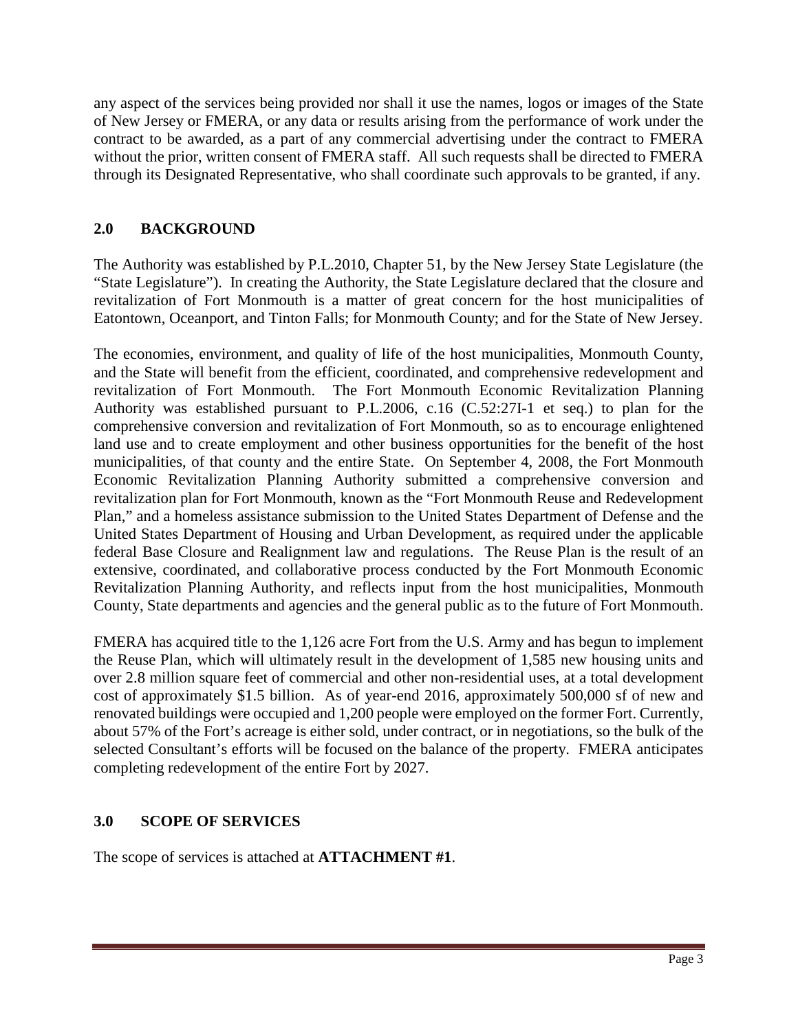any aspect of the services being provided nor shall it use the names, logos or images of the State of New Jersey or FMERA, or any data or results arising from the performance of work under the contract to be awarded, as a part of any commercial advertising under the contract to FMERA without the prior, written consent of FMERA staff. All such requests shall be directed to FMERA through its Designated Representative, who shall coordinate such approvals to be granted, if any.

## 2.0 BACKGROUND

The Authority was established by P.L.2010, Chapter 51, by the New Jersey State Legislature (the "State Legislature"). In creating the Authority, the State Legislature declared that the closure and revitalization of Fort Monmouth is a matter of great concern for the host municipalities of Eatontown, Oceanport, and Tinton Falls; for Monmouth County; and for the State of New Jersey.

The economies, environment, and quality of life of the host municipalities, Monmouth County, and the State will benefit from the efficient, coordinated, and comprehensive redevelopment and revitalization of Fort Monmouth. The Fort Monmouth Economic Revitalization Planning Authority was established pursuant to P.L.2006, c.16 (C.52:27I-1 et seq.) to plan for the comprehensive conversion and revitalization of Fort Monmouth, so as to encourage enlightened land use and to create employment and other business opportunities for the benefit of the host municipalities, of that county and the entire State. On September 4, 2008, the Fort Monmouth Economic Revitalization Planning Authority submitted a comprehensive conversion and revitalization plan for Fort Monmouth, known as the "Fort Monmouth Reuse and Redevelopment Plan," and a homeless assistance submission to the United States Department of Defense and the United States Department of Housing and Urban Development, as required under the applicable federal Base Closure and Realignment law and regulations. The Reuse Plan is the result of an extensive, coordinated, and collaborative process conducted by the Fort Monmouth Economic Revitalization Planning Authority, and reflects input from the host municipalities, Monmouth County, State departments and agencies and the general public as to the future of Fort Monmouth.

FMERA has acquired title to the 1,126 acre Fort from the U.S. Army and has begun to implement the Reuse Plan, which will ultimately result in the development of 1,585 new housing units and over 2.8 million square feet of commercial and other non-residential uses, at a total development cost of approximately $1.5 billion. As of year-end 2016, approximately 500,000 sf of new and renovated buildings were occupied and 1,200 people were employed on the former Fort. Currently, about 57% of the Fort's acreage is either sold, under contract, or in negotiations, so the bulk of the selected Consultant's efforts will be focused on the balance of the property. FMERA anticipates completing redevelopment of the entire Fort by 2027.

## 3.0 SCOPE OF SERVICES

The scope of services is attached at **ATTACHMENT #1**.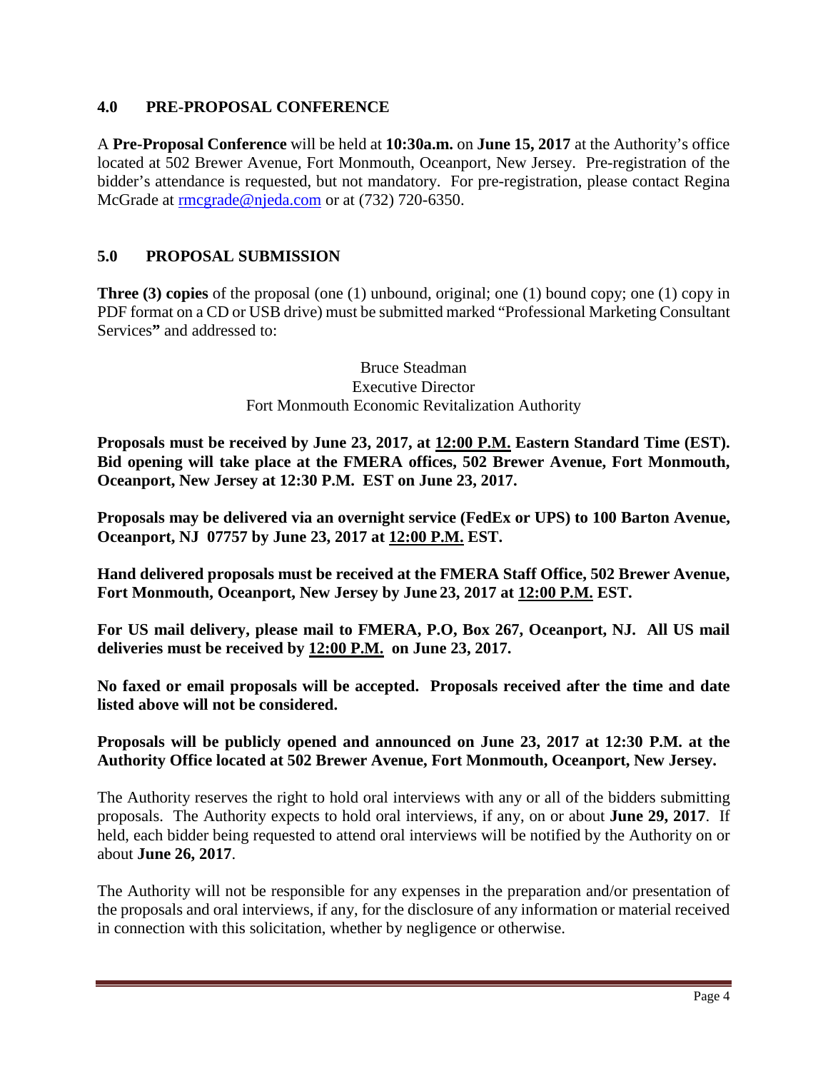## 4.0 PRE-PROPOSAL CONFERENCE

A **Pre-Proposal Conference** will be held at **10:30a.m.** on **June 15, 2017** at the Authority's office located at 502 Brewer Avenue, Fort Monmouth, Oceanport, New Jersey. Pre-registration of the bidder's attendance is requested, but not mandatory. For pre-registration, please contact Regina McGrade at rmcgrade@njeda.com or at (732) 720-6350.

## 5.0 PROPOSAL SUBMISSION

**Three (3) copies** of the proposal (one (1) unbound, original; one (1) bound copy; one (1) copy in PDF format on a CD or USB drive) must be submitted marked "Professional Marketing Consultant Services**"** and addressed to:

Bruce Steadman
Executive Director
Fort Monmouth Economic Revitalization Authority

**Proposals must be received by June 23, 2017, at <u>12:00 P.M.</u> Eastern Standard Time (EST). Bid opening will take place at the FMERA offices, 502 Brewer Avenue, Fort Monmouth, Oceanport, New Jersey at 12:30 P.M. EST on June 23, 2017.**

**Proposals may be delivered via an overnight service (FedEx or UPS) to 100 Barton Avenue, Oceanport, NJ 07757 by June 23, 2017 at <u>12:00 P.M.</u> EST.**

**Hand delivered proposals must be received at the FMERA Staff Office, 502 Brewer Avenue, Fort Monmouth, Oceanport, New Jersey by June 23, 2017 at <u>12:00 P.M.</u> EST.**

**For US mail delivery, please mail to FMERA, P.O, Box 267, Oceanport, NJ. All US mail deliveries must be received by <u>12:00 P.M.</u> on June 23, 2017.**

**No faxed or email proposals will be accepted. Proposals received after the time and date listed above will not be considered.**

**Proposals will be publicly opened and announced on June 23, 2017 at 12:30 P.M. at the Authority Office located at 502 Brewer Avenue, Fort Monmouth, Oceanport, New Jersey.**

The Authority reserves the right to hold oral interviews with any or all of the bidders submitting proposals. The Authority expects to hold oral interviews, if any, on or about **June 29, 2017**. If held, each bidder being requested to attend oral interviews will be notified by the Authority on or about **June 26, 2017**.

The Authority will not be responsible for any expenses in the preparation and/or presentation of the proposals and oral interviews, if any, for the disclosure of any information or material received in connection with this solicitation, whether by negligence or otherwise.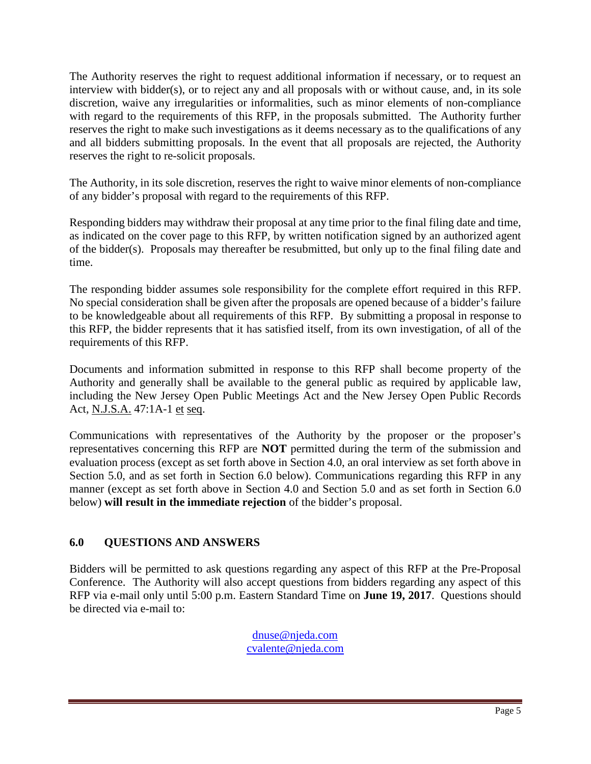The Authority reserves the right to request additional information if necessary, or to request an interview with bidder(s), or to reject any and all proposals with or without cause, and, in its sole discretion, waive any irregularities or informalities, such as minor elements of non-compliance with regard to the requirements of this RFP, in the proposals submitted. The Authority further reserves the right to make such investigations as it deems necessary as to the qualifications of any and all bidders submitting proposals. In the event that all proposals are rejected, the Authority reserves the right to re-solicit proposals.

The Authority, in its sole discretion, reserves the right to waive minor elements of non-compliance of any bidder's proposal with regard to the requirements of this RFP.

Responding bidders may withdraw their proposal at any time prior to the final filing date and time, as indicated on the cover page to this RFP, by written notification signed by an authorized agent of the bidder(s). Proposals may thereafter be resubmitted, but only up to the final filing date and time.

The responding bidder assumes sole responsibility for the complete effort required in this RFP. No special consideration shall be given after the proposals are opened because of a bidder's failure to be knowledgeable about all requirements of this RFP. By submitting a proposal in response to this RFP, the bidder represents that it has satisfied itself, from its own investigation, of all of the requirements of this RFP.

Documents and information submitted in response to this RFP shall become property of the Authority and generally shall be available to the general public as required by applicable law, including the New Jersey Open Public Meetings Act and the New Jersey Open Public Records Act, N.J.S.A. 47:1A-1 et seq.

Communications with representatives of the Authority by the proposer or the proposer's representatives concerning this RFP are **NOT** permitted during the term of the submission and evaluation process (except as set forth above in Section 4.0, an oral interview as set forth above in Section 5.0, and as set forth in Section 6.0 below). Communications regarding this RFP in any manner (except as set forth above in Section 4.0 and Section 5.0 and as set forth in Section 6.0 below) **will result in the immediate rejection** of the bidder's proposal.

## 6.0 QUESTIONS AND ANSWERS

Bidders will be permitted to ask questions regarding any aspect of this RFP at the Pre-Proposal Conference. The Authority will also accept questions from bidders regarding any aspect of this RFP via e-mail only until 5:00 p.m. Eastern Standard Time on **June 19, 2017**. Questions should be directed via e-mail to:

dnuse@njeda.com
cvalente@njeda.com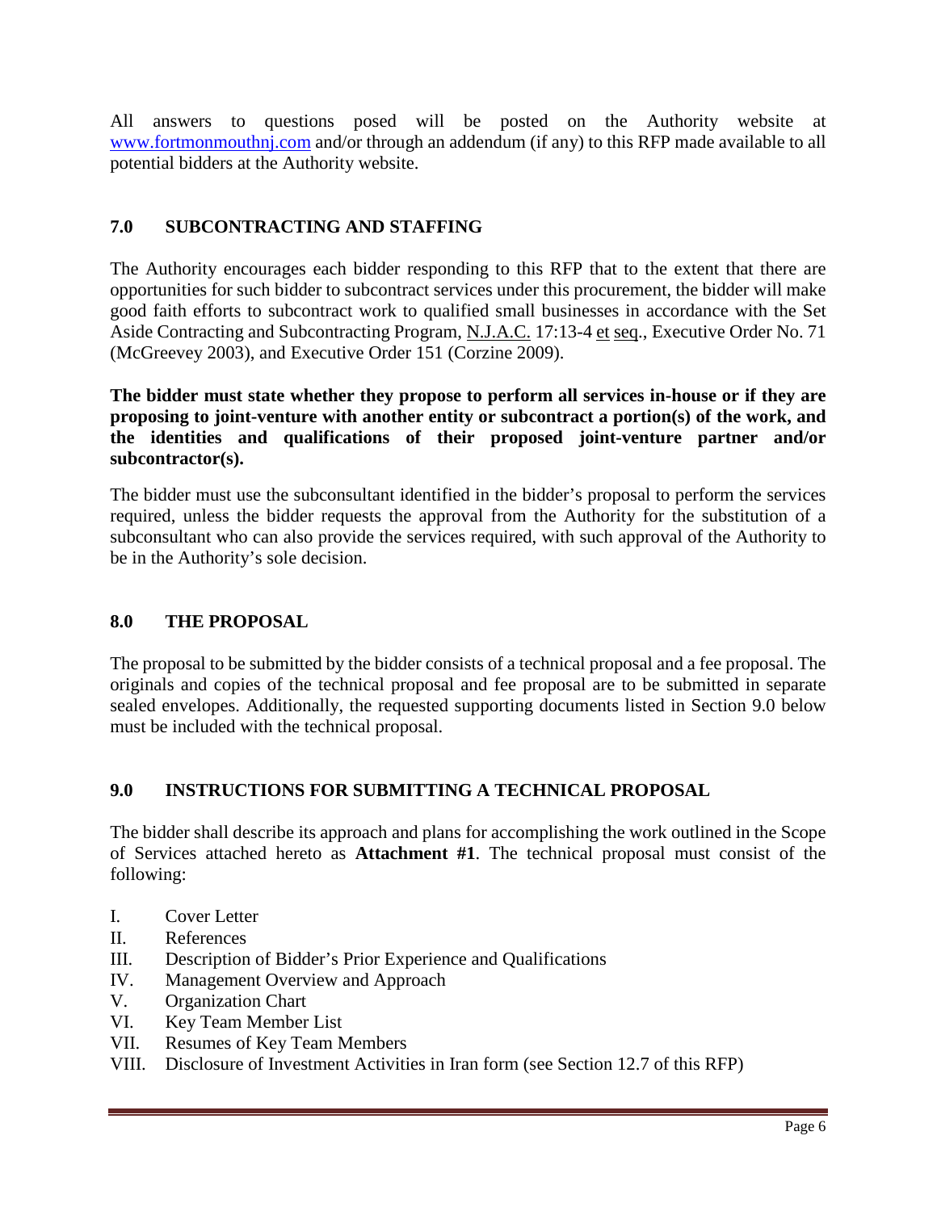All answers to questions posed will be posted on the Authority website at www.fortmonmouthnj.com and/or through an addendum (if any) to this RFP made available to all potential bidders at the Authority website.

## 7.0 SUBCONTRACTING AND STAFFING

The Authority encourages each bidder responding to this RFP that to the extent that there are opportunities for such bidder to subcontract services under this procurement, the bidder will make good faith efforts to subcontract work to qualified small businesses in accordance with the Set Aside Contracting and Subcontracting Program, N.J.A.C. 17:13-4 et seq., Executive Order No. 71 (McGreevey 2003), and Executive Order 151 (Corzine 2009).

**The bidder must state whether they propose to perform all services in-house or if they are proposing to joint-venture with another entity or subcontract a portion(s) of the work, and the identities and qualifications of their proposed joint-venture partner and/or subcontractor(s).**

The bidder must use the subconsultant identified in the bidder's proposal to perform the services required, unless the bidder requests the approval from the Authority for the substitution of a subconsultant who can also provide the services required, with such approval of the Authority to be in the Authority's sole decision.

## 8.0 THE PROPOSAL

The proposal to be submitted by the bidder consists of a technical proposal and a fee proposal. The originals and copies of the technical proposal and fee proposal are to be submitted in separate sealed envelopes. Additionally, the requested supporting documents listed in Section 9.0 below must be included with the technical proposal.

## 9.0 INSTRUCTIONS FOR SUBMITTING A TECHNICAL PROPOSAL

The bidder shall describe its approach and plans for accomplishing the work outlined in the Scope of Services attached hereto as **Attachment #1**. The technical proposal must consist of the following:

I. Cover Letter
II. References
III. Description of Bidder's Prior Experience and Qualifications
IV. Management Overview and Approach
V. Organization Chart
VI. Key Team Member List
VII. Resumes of Key Team Members
VIII. Disclosure of Investment Activities in Iran form (see Section 12.7 of this RFP)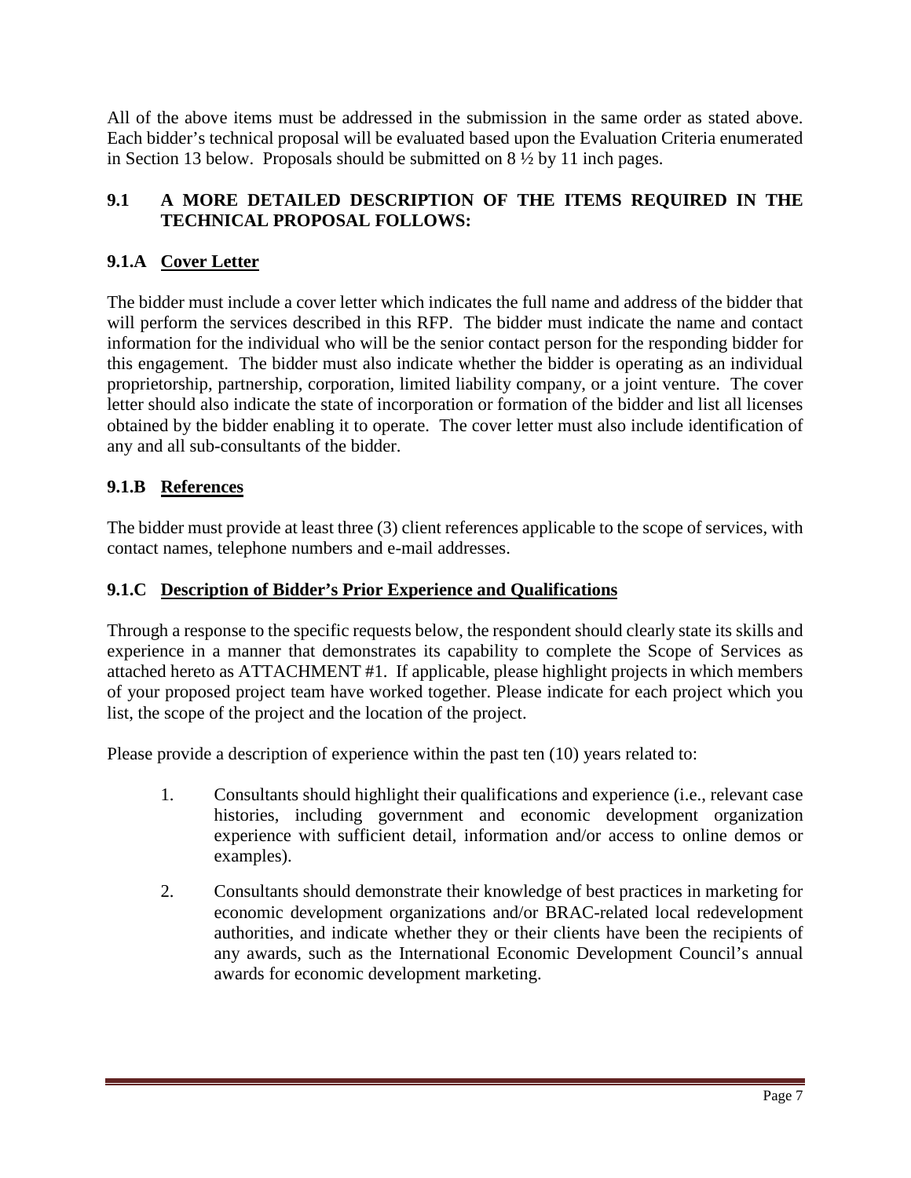All of the above items must be addressed in the submission in the same order as stated above. Each bidder's technical proposal will be evaluated based upon the Evaluation Criteria enumerated in Section 13 below. Proposals should be submitted on 8 ½ by 11 inch pages.

## 9.1 A MORE DETAILED DESCRIPTION OF THE ITEMS REQUIRED IN THE TECHNICAL PROPOSAL FOLLOWS:

### 9.1.A Cover Letter

The bidder must include a cover letter which indicates the full name and address of the bidder that will perform the services described in this RFP. The bidder must indicate the name and contact information for the individual who will be the senior contact person for the responding bidder for this engagement. The bidder must also indicate whether the bidder is operating as an individual proprietorship, partnership, corporation, limited liability company, or a joint venture. The cover letter should also indicate the state of incorporation or formation of the bidder and list all licenses obtained by the bidder enabling it to operate. The cover letter must also include identification of any and all sub-consultants of the bidder.

### 9.1.B References

The bidder must provide at least three (3) client references applicable to the scope of services, with contact names, telephone numbers and e-mail addresses.

### 9.1.C Description of Bidder's Prior Experience and Qualifications

Through a response to the specific requests below, the respondent should clearly state its skills and experience in a manner that demonstrates its capability to complete the Scope of Services as attached hereto as ATTACHMENT #1. If applicable, please highlight projects in which members of your proposed project team have worked together. Please indicate for each project which you list, the scope of the project and the location of the project.

Please provide a description of experience within the past ten (10) years related to:

1. Consultants should highlight their qualifications and experience (i.e., relevant case histories, including government and economic development organization experience with sufficient detail, information and/or access to online demos or examples).

2. Consultants should demonstrate their knowledge of best practices in marketing for economic development organizations and/or BRAC-related local redevelopment authorities, and indicate whether they or their clients have been the recipients of any awards, such as the International Economic Development Council's annual awards for economic development marketing.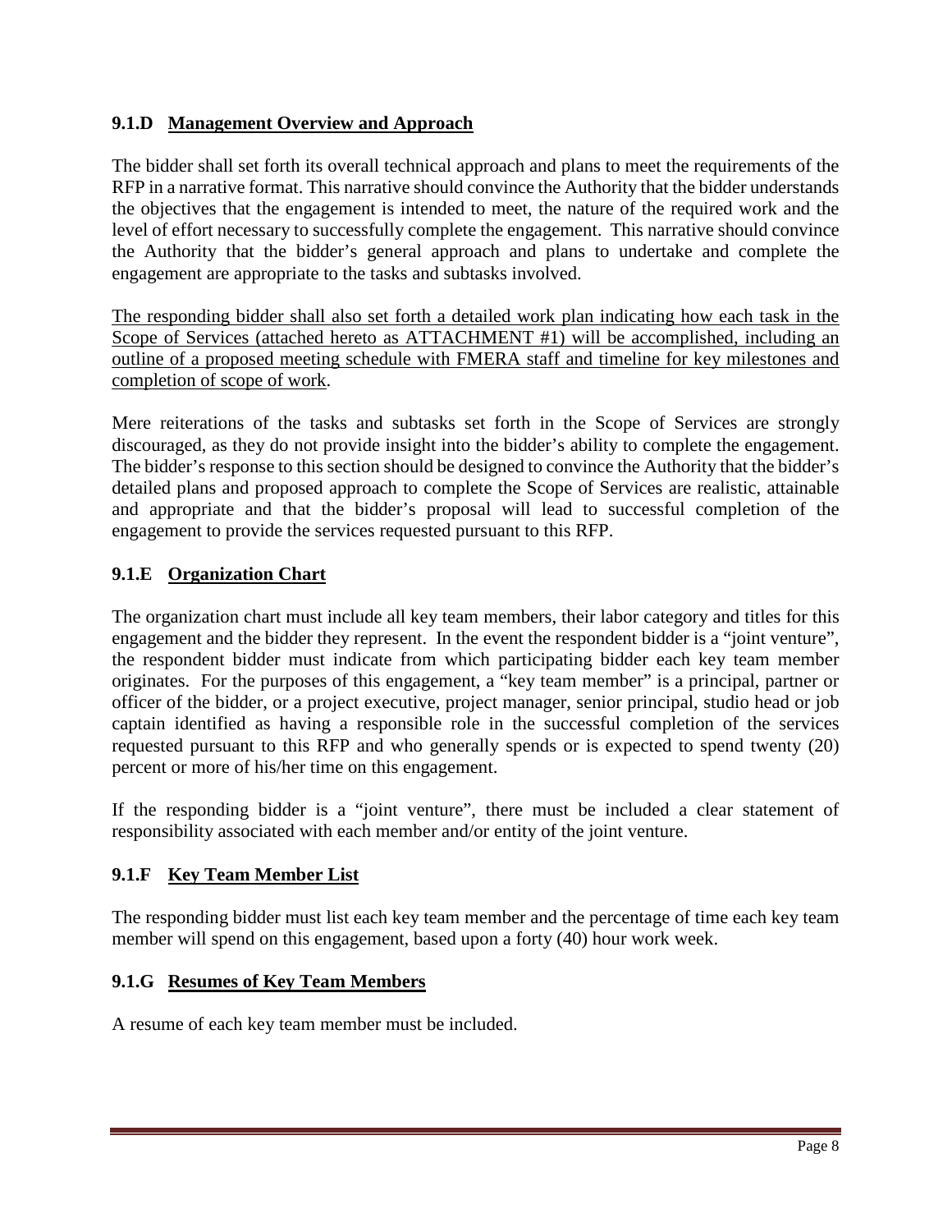### 9.1.D Management Overview and Approach

The bidder shall set forth its overall technical approach and plans to meet the requirements of the RFP in a narrative format. This narrative should convince the Authority that the bidder understands the objectives that the engagement is intended to meet, the nature of the required work and the level of effort necessary to successfully complete the engagement. This narrative should convince the Authority that the bidder's general approach and plans to undertake and complete the engagement are appropriate to the tasks and subtasks involved.

<u>The responding bidder shall also set forth a detailed work plan indicating how each task in the Scope of Services (attached hereto as ATTACHMENT #1) will be accomplished, including an outline of a proposed meeting schedule with FMERA staff and timeline for key milestones and completion of scope of work</u>.

Mere reiterations of the tasks and subtasks set forth in the Scope of Services are strongly discouraged, as they do not provide insight into the bidder's ability to complete the engagement. The bidder's response to this section should be designed to convince the Authority that the bidder's detailed plans and proposed approach to complete the Scope of Services are realistic, attainable and appropriate and that the bidder's proposal will lead to successful completion of the engagement to provide the services requested pursuant to this RFP.

### 9.1.E Organization Chart

The organization chart must include all key team members, their labor category and titles for this engagement and the bidder they represent. In the event the respondent bidder is a "joint venture", the respondent bidder must indicate from which participating bidder each key team member originates. For the purposes of this engagement, a "key team member" is a principal, partner or officer of the bidder, or a project executive, project manager, senior principal, studio head or job captain identified as having a responsible role in the successful completion of the services requested pursuant to this RFP and who generally spends or is expected to spend twenty (20) percent or more of his/her time on this engagement.

If the responding bidder is a "joint venture", there must be included a clear statement of responsibility associated with each member and/or entity of the joint venture.

### 9.1.F Key Team Member List

The responding bidder must list each key team member and the percentage of time each key team member will spend on this engagement, based upon a forty (40) hour work week.

### 9.1.G Resumes of Key Team Members

A resume of each key team member must be included.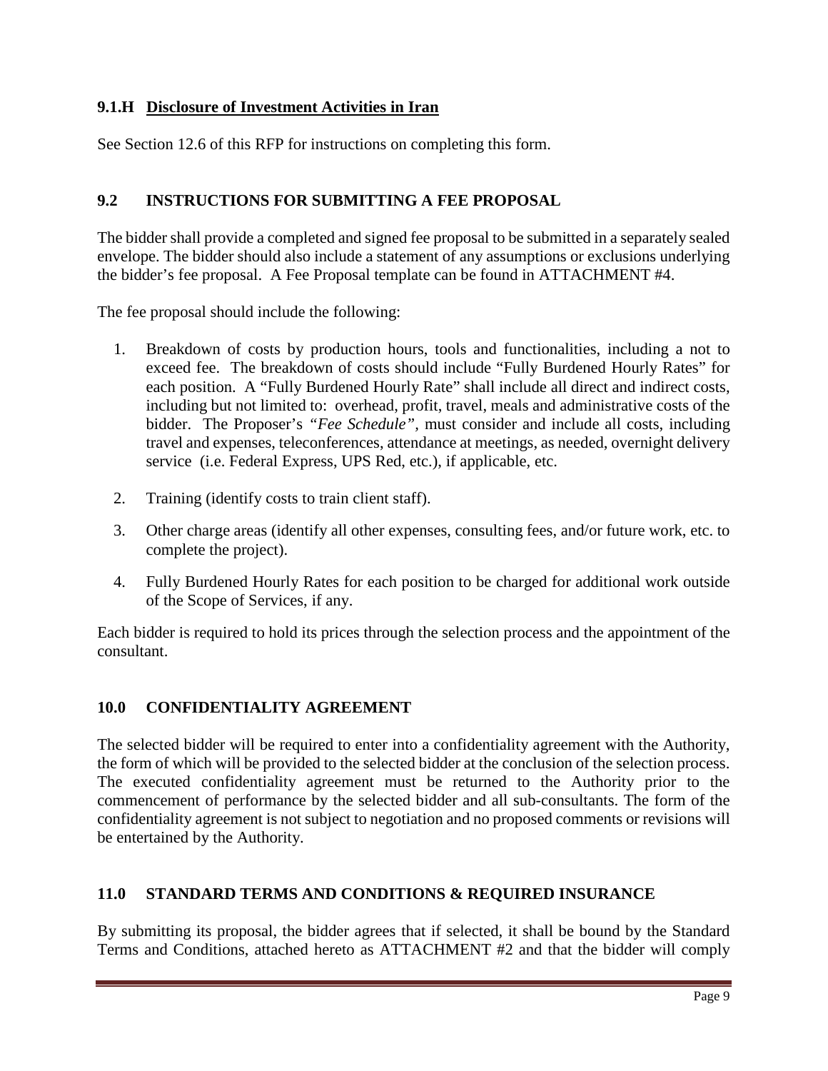### 9.1.H Disclosure of Investment Activities in Iran

See Section 12.6 of this RFP for instructions on completing this form.

## 9.2 INSTRUCTIONS FOR SUBMITTING A FEE PROPOSAL

The bidder shall provide a completed and signed fee proposal to be submitted in a separately sealed envelope. The bidder should also include a statement of any assumptions or exclusions underlying the bidder's fee proposal. A Fee Proposal template can be found in ATTACHMENT #4.

The fee proposal should include the following:

1. Breakdown of costs by production hours, tools and functionalities, including a not to exceed fee. The breakdown of costs should include "Fully Burdened Hourly Rates" for each position. A "Fully Burdened Hourly Rate" shall include all direct and indirect costs, including but not limited to: overhead, profit, travel, meals and administrative costs of the bidder. The Proposer's *"Fee Schedule"*, must consider and include all costs, including travel and expenses, teleconferences, attendance at meetings, as needed, overnight delivery service (i.e. Federal Express, UPS Red, etc.), if applicable, etc.
2. Training (identify costs to train client staff).
3. Other charge areas (identify all other expenses, consulting fees, and/or future work, etc. to complete the project).
4. Fully Burdened Hourly Rates for each position to be charged for additional work outside of the Scope of Services, if any.

Each bidder is required to hold its prices through the selection process and the appointment of the consultant.

## 10.0 CONFIDENTIALITY AGREEMENT

The selected bidder will be required to enter into a confidentiality agreement with the Authority, the form of which will be provided to the selected bidder at the conclusion of the selection process. The executed confidentiality agreement must be returned to the Authority prior to the commencement of performance by the selected bidder and all sub-consultants. The form of the confidentiality agreement is not subject to negotiation and no proposed comments or revisions will be entertained by the Authority.

## 11.0 STANDARD TERMS AND CONDITIONS & REQUIRED INSURANCE

By submitting its proposal, the bidder agrees that if selected, it shall be bound by the Standard Terms and Conditions, attached hereto as ATTACHMENT #2 and that the bidder will comply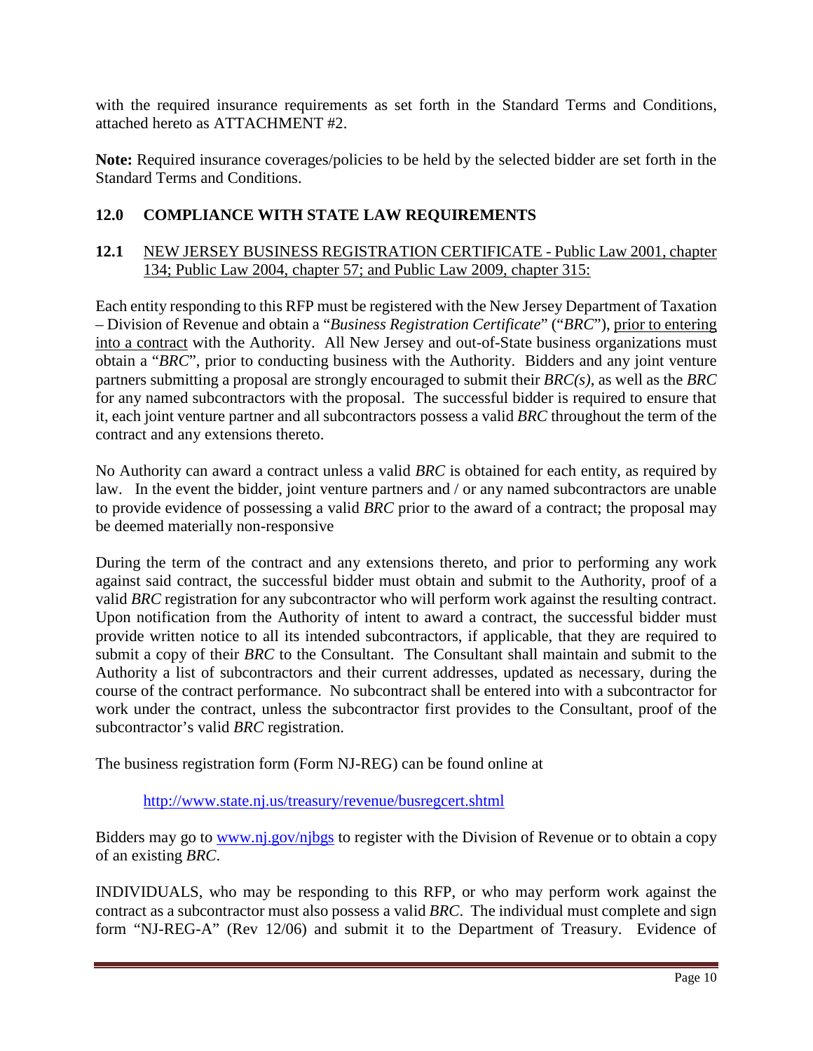with the required insurance requirements as set forth in the Standard Terms and Conditions, attached hereto as ATTACHMENT #2.

**Note:** Required insurance coverages/policies to be held by the selected bidder are set forth in the Standard Terms and Conditions.

## 12.0 COMPLIANCE WITH STATE LAW REQUIREMENTS

### 12.1 NEW JERSEY BUSINESS REGISTRATION CERTIFICATE - Public Law 2001, chapter 134; Public Law 2004, chapter 57; and Public Law 2009, chapter 315:

Each entity responding to this RFP must be registered with the New Jersey Department of Taxation – Division of Revenue and obtain a "*Business Registration Certificate*" ("*BRC*"), prior to entering into a contract with the Authority. All New Jersey and out-of-State business organizations must obtain a "*BRC*", prior to conducting business with the Authority. Bidders and any joint venture partners submitting a proposal are strongly encouraged to submit their *BRC(s)*, as well as the *BRC* for any named subcontractors with the proposal. The successful bidder is required to ensure that it, each joint venture partner and all subcontractors possess a valid *BRC* throughout the term of the contract and any extensions thereto.

No Authority can award a contract unless a valid *BRC* is obtained for each entity, as required by law. In the event the bidder, joint venture partners and / or any named subcontractors are unable to provide evidence of possessing a valid *BRC* prior to the award of a contract; the proposal may be deemed materially non-responsive

During the term of the contract and any extensions thereto, and prior to performing any work against said contract, the successful bidder must obtain and submit to the Authority, proof of a valid *BRC* registration for any subcontractor who will perform work against the resulting contract. Upon notification from the Authority of intent to award a contract, the successful bidder must provide written notice to all its intended subcontractors, if applicable, that they are required to submit a copy of their *BRC* to the Consultant. The Consultant shall maintain and submit to the Authority a list of subcontractors and their current addresses, updated as necessary, during the course of the contract performance. No subcontract shall be entered into with a subcontractor for work under the contract, unless the subcontractor first provides to the Consultant, proof of the subcontractor's valid *BRC* registration.

The business registration form (Form NJ-REG) can be found online at

http://www.state.nj.us/treasury/revenue/busregcert.shtml

Bidders may go to www.nj.gov/njbgs to register with the Division of Revenue or to obtain a copy of an existing *BRC*.

INDIVIDUALS, who may be responding to this RFP, or who may perform work against the contract as a subcontractor must also possess a valid *BRC*. The individual must complete and sign form "NJ-REG-A" (Rev 12/06) and submit it to the Department of Treasury. Evidence of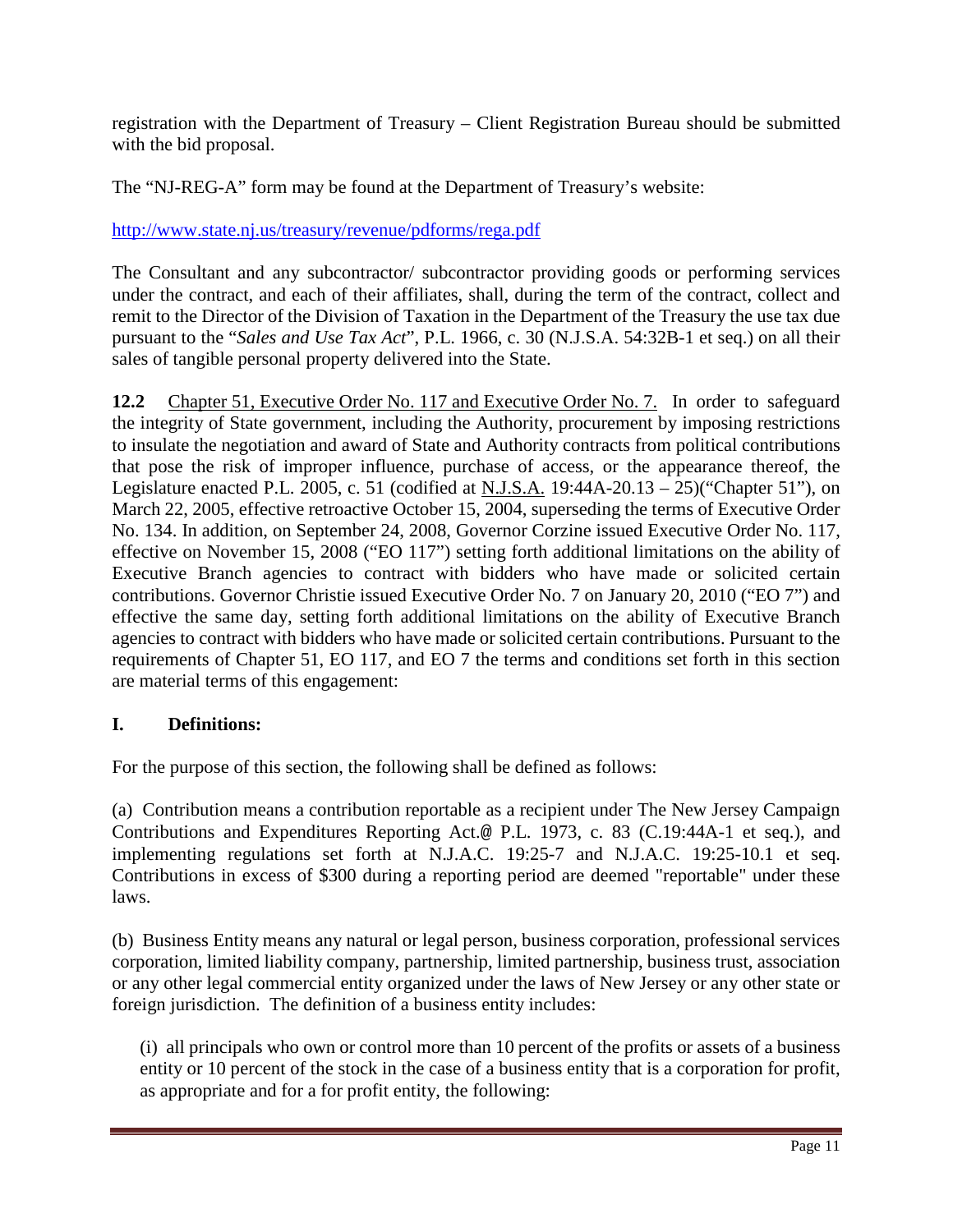registration with the Department of Treasury – Client Registration Bureau should be submitted with the bid proposal.

The "NJ-REG-A" form may be found at the Department of Treasury's website:

[http://www.state.nj.us/treasury/revenue/pdforms/rega.pdf](http://www.state.nj.us/treasury/revenue/pdforms/rega.pdf)

The Consultant and any subcontractor/ subcontractor providing goods or performing services under the contract, and each of their affiliates, shall, during the term of the contract, collect and remit to the Director of the Division of Taxation in the Department of the Treasury the use tax due pursuant to the "*Sales and Use Tax Act*", P.L. 1966, c. 30 (N.J.S.A. 54:32B-1 et seq.) on all their sales of tangible personal property delivered into the State.

**12.2** Chapter 51, Executive Order No. 117 and Executive Order No. 7. In order to safeguard the integrity of State government, including the Authority, procurement by imposing restrictions to insulate the negotiation and award of State and Authority contracts from political contributions that pose the risk of improper influence, purchase of access, or the appearance thereof, the Legislature enacted P.L. 2005, c. 51 (codified at N.J.S.A. 19:44A-20.13 – 25)("Chapter 51"), on March 22, 2005, effective retroactive October 15, 2004, superseding the terms of Executive Order No. 134. In addition, on September 24, 2008, Governor Corzine issued Executive Order No. 117, effective on November 15, 2008 ("EO 117") setting forth additional limitations on the ability of Executive Branch agencies to contract with bidders who have made or solicited certain contributions. Governor Christie issued Executive Order No. 7 on January 20, 2010 ("EO 7") and effective the same day, setting forth additional limitations on the ability of Executive Branch agencies to contract with bidders who have made or solicited certain contributions. Pursuant to the requirements of Chapter 51, EO 117, and EO 7 the terms and conditions set forth in this section are material terms of this engagement:

**I. Definitions:**

For the purpose of this section, the following shall be defined as follows:

(a) Contribution means a contribution reportable as a recipient under The New Jersey Campaign Contributions and Expenditures Reporting Act.@ P.L. 1973, c. 83 (C.19:44A-1 et seq.), and implementing regulations set forth at N.J.A.C. 19:25-7 and N.J.A.C. 19:25-10.1 et seq. Contributions in excess of $300 during a reporting period are deemed "reportable" under these laws.

(b) Business Entity means any natural or legal person, business corporation, professional services corporation, limited liability company, partnership, limited partnership, business trust, association or any other legal commercial entity organized under the laws of New Jersey or any other state or foreign jurisdiction. The definition of a business entity includes:

(i) all principals who own or control more than 10 percent of the profits or assets of a business entity or 10 percent of the stock in the case of a business entity that is a corporation for profit, as appropriate and for a for profit entity, the following: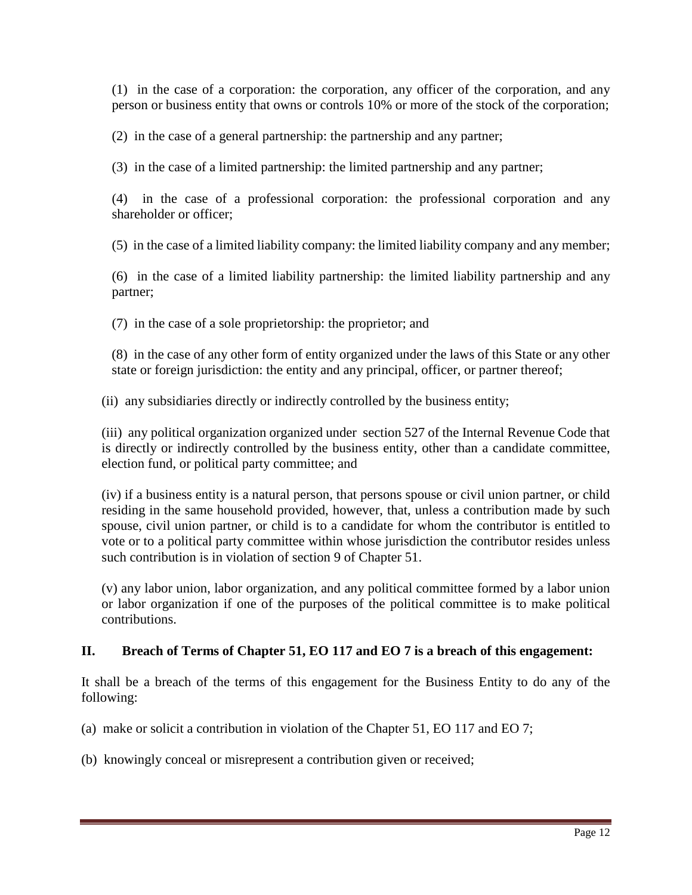(1) in the case of a corporation: the corporation, any officer of the corporation, and any person or business entity that owns or controls 10% or more of the stock of the corporation;

(2) in the case of a general partnership: the partnership and any partner;

(3) in the case of a limited partnership: the limited partnership and any partner;

(4) in the case of a professional corporation: the professional corporation and any shareholder or officer;

(5) in the case of a limited liability company: the limited liability company and any member;

(6) in the case of a limited liability partnership: the limited liability partnership and any partner;

(7) in the case of a sole proprietorship: the proprietor; and

(8) in the case of any other form of entity organized under the laws of this State or any other state or foreign jurisdiction: the entity and any principal, officer, or partner thereof;

(ii) any subsidiaries directly or indirectly controlled by the business entity;

(iii) any political organization organized under section 527 of the Internal Revenue Code that is directly or indirectly controlled by the business entity, other than a candidate committee, election fund, or political party committee; and

(iv) if a business entity is a natural person, that persons spouse or civil union partner, or child residing in the same household provided, however, that, unless a contribution made by such spouse, civil union partner, or child is to a candidate for whom the contributor is entitled to vote or to a political party committee within whose jurisdiction the contributor resides unless such contribution is in violation of section 9 of Chapter 51.

(v) any labor union, labor organization, and any political committee formed by a labor union or labor organization if one of the purposes of the political committee is to make political contributions.

## II. Breach of Terms of Chapter 51, EO 117 and EO 7 is a breach of this engagement:

It shall be a breach of the terms of this engagement for the Business Entity to do any of the following:

(a) make or solicit a contribution in violation of the Chapter 51, EO 117 and EO 7;

(b) knowingly conceal or misrepresent a contribution given or received;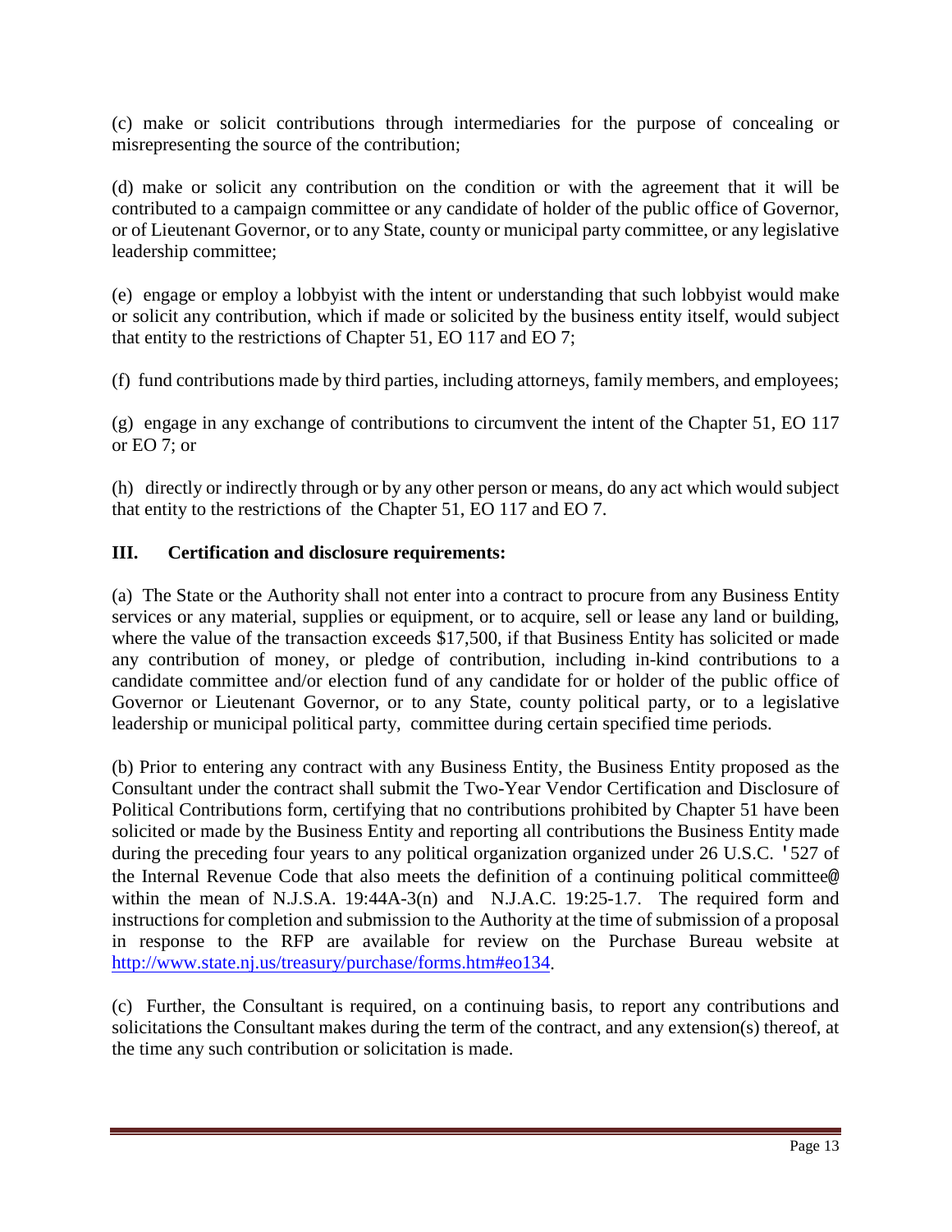(c) make or solicit contributions through intermediaries for the purpose of concealing or misrepresenting the source of the contribution;

(d) make or solicit any contribution on the condition or with the agreement that it will be contributed to a campaign committee or any candidate of holder of the public office of Governor, or of Lieutenant Governor, or to any State, county or municipal party committee, or any legislative leadership committee;

(e) engage or employ a lobbyist with the intent or understanding that such lobbyist would make or solicit any contribution, which if made or solicited by the business entity itself, would subject that entity to the restrictions of Chapter 51, EO 117 and EO 7;

(f) fund contributions made by third parties, including attorneys, family members, and employees;

(g) engage in any exchange of contributions to circumvent the intent of the Chapter 51, EO 117 or EO 7; or

(h) directly or indirectly through or by any other person or means, do any act which would subject that entity to the restrictions of the Chapter 51, EO 117 and EO 7.

## III. Certification and disclosure requirements:

(a) The State or the Authority shall not enter into a contract to procure from any Business Entity services or any material, supplies or equipment, or to acquire, sell or lease any land or building, where the value of the transaction exceeds $17,500, if that Business Entity has solicited or made any contribution of money, or pledge of contribution, including in-kind contributions to a candidate committee and/or election fund of any candidate for or holder of the public office of Governor or Lieutenant Governor, or to any State, county political party, or to a legislative leadership or municipal political party, committee during certain specified time periods.

(b) Prior to entering any contract with any Business Entity, the Business Entity proposed as the Consultant under the contract shall submit the Two-Year Vendor Certification and Disclosure of Political Contributions form, certifying that no contributions prohibited by Chapter 51 have been solicited or made by the Business Entity and reporting all contributions the Business Entity made during the preceding four years to any political organization organized under 26 U.S.C. '527 of the Internal Revenue Code that also meets the definition of a continuing political committee@ within the mean of N.J.S.A. 19:44A-3(n) and N.J.A.C. 19:25-1.7. The required form and instructions for completion and submission to the Authority at the time of submission of a proposal in response to the RFP are available for review on the Purchase Bureau website at http://www.state.nj.us/treasury/purchase/forms.htm#eo134.

(c) Further, the Consultant is required, on a continuing basis, to report any contributions and solicitations the Consultant makes during the term of the contract, and any extension(s) thereof, at the time any such contribution or solicitation is made.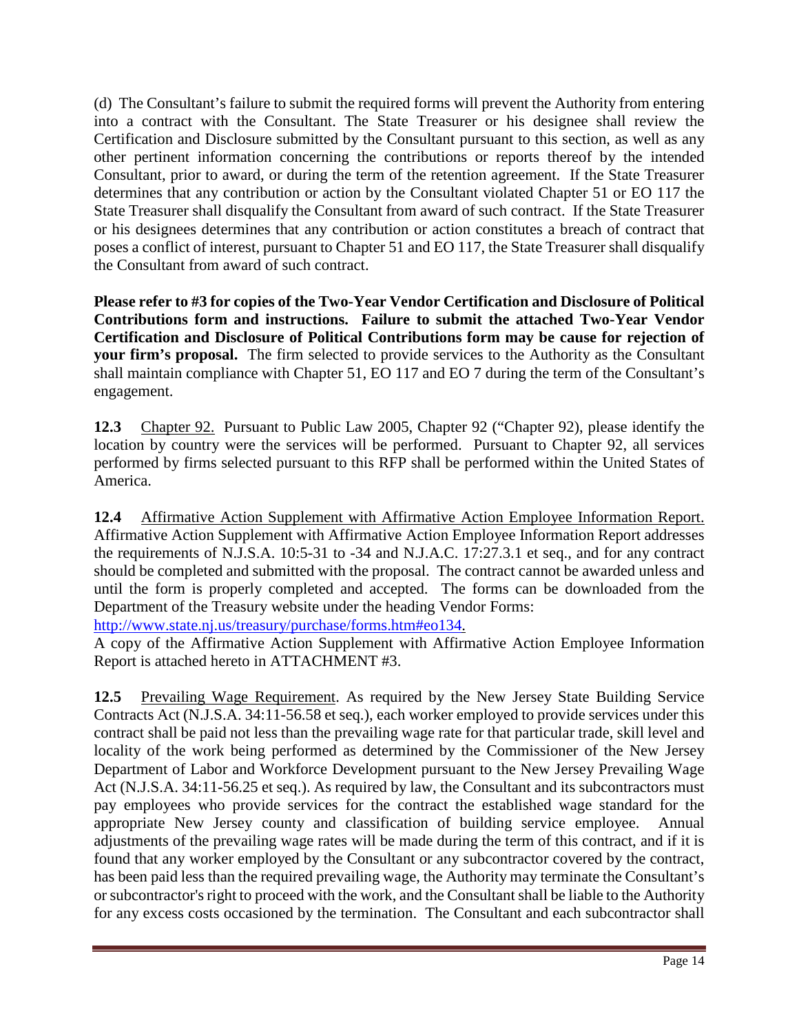(d) The Consultant's failure to submit the required forms will prevent the Authority from entering into a contract with the Consultant. The State Treasurer or his designee shall review the Certification and Disclosure submitted by the Consultant pursuant to this section, as well as any other pertinent information concerning the contributions or reports thereof by the intended Consultant, prior to award, or during the term of the retention agreement. If the State Treasurer determines that any contribution or action by the Consultant violated Chapter 51 or EO 117 the State Treasurer shall disqualify the Consultant from award of such contract. If the State Treasurer or his designees determines that any contribution or action constitutes a breach of contract that poses a conflict of interest, pursuant to Chapter 51 and EO 117, the State Treasurer shall disqualify the Consultant from award of such contract.

**Please refer to #3 for copies of the Two-Year Vendor Certification and Disclosure of Political Contributions form and instructions. Failure to submit the attached Two-Year Vendor Certification and Disclosure of Political Contributions form may be cause for rejection of your firm's proposal.** The firm selected to provide services to the Authority as the Consultant shall maintain compliance with Chapter 51, EO 117 and EO 7 during the term of the Consultant's engagement.

**12.3** Chapter 92. Pursuant to Public Law 2005, Chapter 92 ("Chapter 92), please identify the location by country were the services will be performed. Pursuant to Chapter 92, all services performed by firms selected pursuant to this RFP shall be performed within the United States of America.

**12.4** Affirmative Action Supplement with Affirmative Action Employee Information Report. Affirmative Action Supplement with Affirmative Action Employee Information Report addresses the requirements of N.J.S.A. 10:5-31 to -34 and N.J.A.C. 17:27.3.1 et seq., and for any contract should be completed and submitted with the proposal. The contract cannot be awarded unless and until the form is properly completed and accepted. The forms can be downloaded from the Department of the Treasury website under the heading Vendor Forms: http://www.state.nj.us/treasury/purchase/forms.htm#eo134.
A copy of the Affirmative Action Supplement with Affirmative Action Employee Information Report is attached hereto in ATTACHMENT #3.

**12.5** Prevailing Wage Requirement. As required by the New Jersey State Building Service Contracts Act (N.J.S.A. 34:11-56.58 et seq.), each worker employed to provide services under this contract shall be paid not less than the prevailing wage rate for that particular trade, skill level and locality of the work being performed as determined by the Commissioner of the New Jersey Department of Labor and Workforce Development pursuant to the New Jersey Prevailing Wage Act (N.J.S.A. 34:11-56.25 et seq.). As required by law, the Consultant and its subcontractors must pay employees who provide services for the contract the established wage standard for the appropriate New Jersey county and classification of building service employee. Annual adjustments of the prevailing wage rates will be made during the term of this contract, and if it is found that any worker employed by the Consultant or any subcontractor covered by the contract, has been paid less than the required prevailing wage, the Authority may terminate the Consultant's or subcontractor's right to proceed with the work, and the Consultant shall be liable to the Authority for any excess costs occasioned by the termination. The Consultant and each subcontractor shall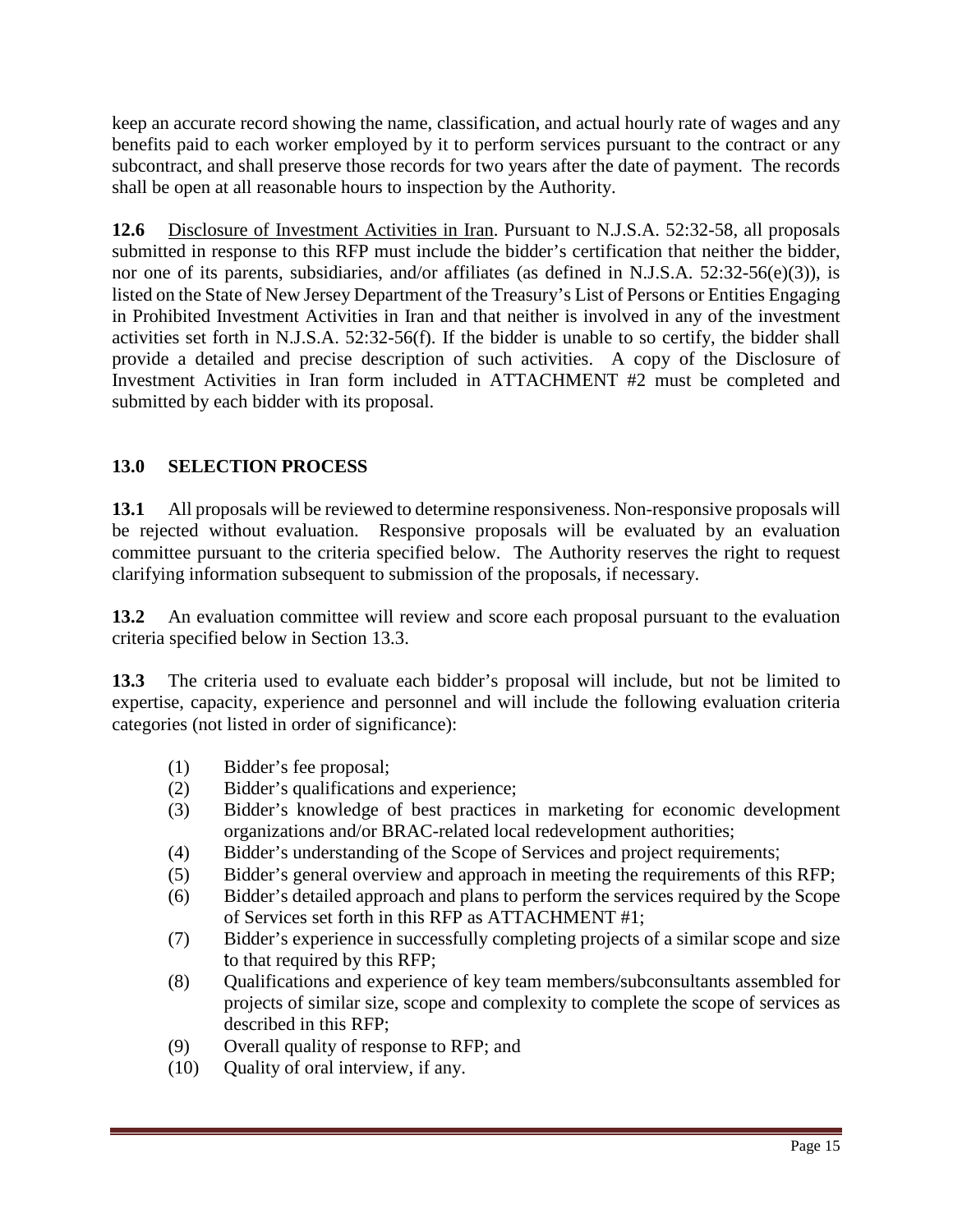keep an accurate record showing the name, classification, and actual hourly rate of wages and any benefits paid to each worker employed by it to perform services pursuant to the contract or any subcontract, and shall preserve those records for two years after the date of payment. The records shall be open at all reasonable hours to inspection by the Authority.

**12.6** Disclosure of Investment Activities in Iran. Pursuant to N.J.S.A. 52:32-58, all proposals submitted in response to this RFP must include the bidder's certification that neither the bidder, nor one of its parents, subsidiaries, and/or affiliates (as defined in N.J.S.A. 52:32-56(e)(3)), is listed on the State of New Jersey Department of the Treasury's List of Persons or Entities Engaging in Prohibited Investment Activities in Iran and that neither is involved in any of the investment activities set forth in N.J.S.A. 52:32-56(f). If the bidder is unable to so certify, the bidder shall provide a detailed and precise description of such activities. A copy of the Disclosure of Investment Activities in Iran form included in ATTACHMENT #2 must be completed and submitted by each bidder with its proposal.

## 13.0 SELECTION PROCESS

**13.1** All proposals will be reviewed to determine responsiveness. Non-responsive proposals will be rejected without evaluation. Responsive proposals will be evaluated by an evaluation committee pursuant to the criteria specified below. The Authority reserves the right to request clarifying information subsequent to submission of the proposals, if necessary.

**13.2** An evaluation committee will review and score each proposal pursuant to the evaluation criteria specified below in Section 13.3.

**13.3** The criteria used to evaluate each bidder's proposal will include, but not be limited to expertise, capacity, experience and personnel and will include the following evaluation criteria categories (not listed in order of significance):

(1) Bidder's fee proposal;
(2) Bidder's qualifications and experience;
(3) Bidder's knowledge of best practices in marketing for economic development organizations and/or BRAC-related local redevelopment authorities;
(4) Bidder's understanding of the Scope of Services and project requirements;
(5) Bidder's general overview and approach in meeting the requirements of this RFP;
(6) Bidder's detailed approach and plans to perform the services required by the Scope of Services set forth in this RFP as ATTACHMENT #1;
(7) Bidder's experience in successfully completing projects of a similar scope and size to that required by this RFP;
(8) Qualifications and experience of key team members/subconsultants assembled for projects of similar size, scope and complexity to complete the scope of services as described in this RFP;
(9) Overall quality of response to RFP; and
(10) Quality of oral interview, if any.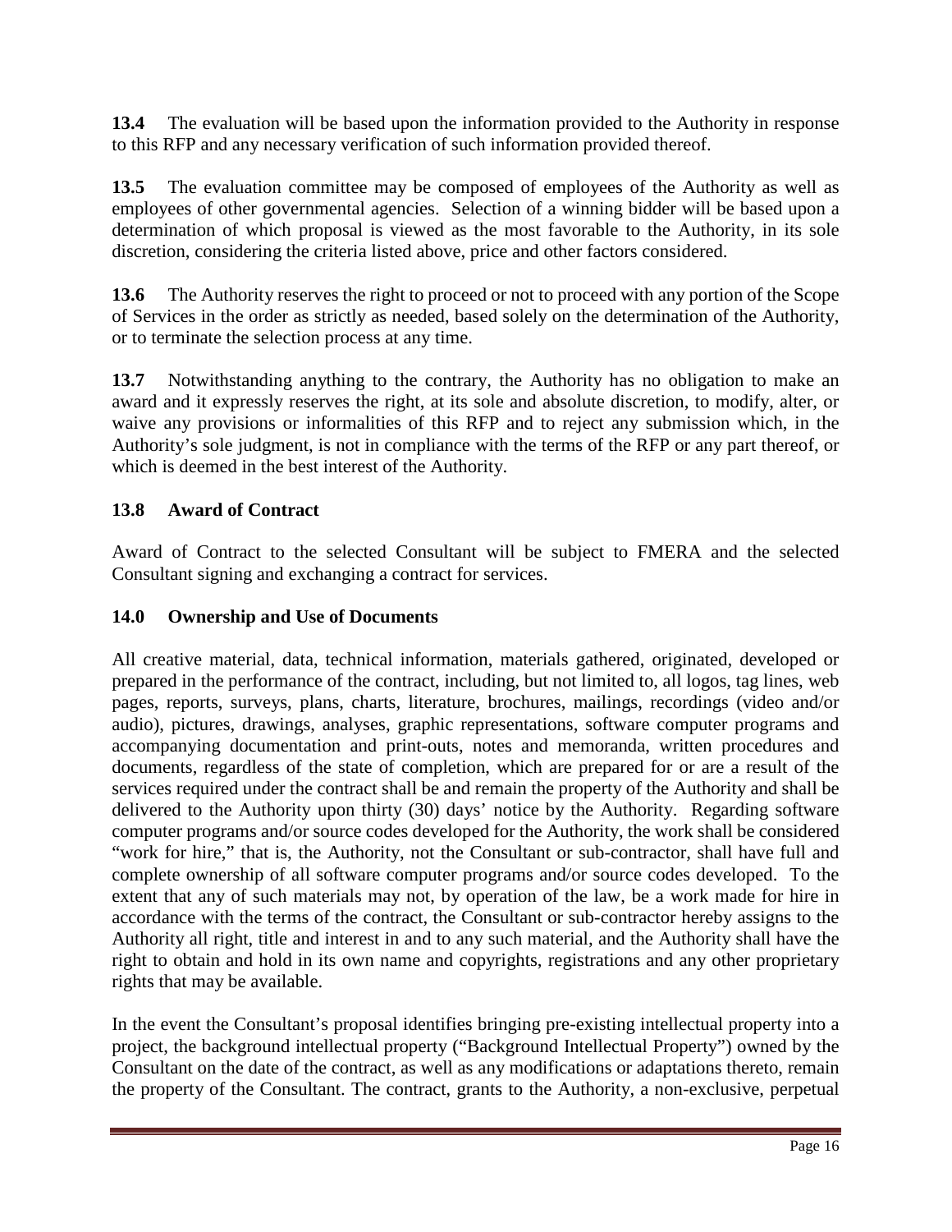**13.4** The evaluation will be based upon the information provided to the Authority in response to this RFP and any necessary verification of such information provided thereof.

**13.5** The evaluation committee may be composed of employees of the Authority as well as employees of other governmental agencies. Selection of a winning bidder will be based upon a determination of which proposal is viewed as the most favorable to the Authority, in its sole discretion, considering the criteria listed above, price and other factors considered.

**13.6** The Authority reserves the right to proceed or not to proceed with any portion of the Scope of Services in the order as strictly as needed, based solely on the determination of the Authority, or to terminate the selection process at any time.

**13.7** Notwithstanding anything to the contrary, the Authority has no obligation to make an award and it expressly reserves the right, at its sole and absolute discretion, to modify, alter, or waive any provisions or informalities of this RFP and to reject any submission which, in the Authority's sole judgment, is not in compliance with the terms of the RFP or any part thereof, or which is deemed in the best interest of the Authority.

### 13.8 Award of Contract

Award of Contract to the selected Consultant will be subject to FMERA and the selected Consultant signing and exchanging a contract for services.

## 14.0 Ownership and Use of Documents

All creative material, data, technical information, materials gathered, originated, developed or prepared in the performance of the contract, including, but not limited to, all logos, tag lines, web pages, reports, surveys, plans, charts, literature, brochures, mailings, recordings (video and/or audio), pictures, drawings, analyses, graphic representations, software computer programs and accompanying documentation and print-outs, notes and memoranda, written procedures and documents, regardless of the state of completion, which are prepared for or are a result of the services required under the contract shall be and remain the property of the Authority and shall be delivered to the Authority upon thirty (30) days' notice by the Authority. Regarding software computer programs and/or source codes developed for the Authority, the work shall be considered "work for hire," that is, the Authority, not the Consultant or sub-contractor, shall have full and complete ownership of all software computer programs and/or source codes developed. To the extent that any of such materials may not, by operation of the law, be a work made for hire in accordance with the terms of the contract, the Consultant or sub-contractor hereby assigns to the Authority all right, title and interest in and to any such material, and the Authority shall have the right to obtain and hold in its own name and copyrights, registrations and any other proprietary rights that may be available.

In the event the Consultant's proposal identifies bringing pre-existing intellectual property into a project, the background intellectual property ("Background Intellectual Property") owned by the Consultant on the date of the contract, as well as any modifications or adaptations thereto, remain the property of the Consultant. The contract, grants to the Authority, a non-exclusive, perpetual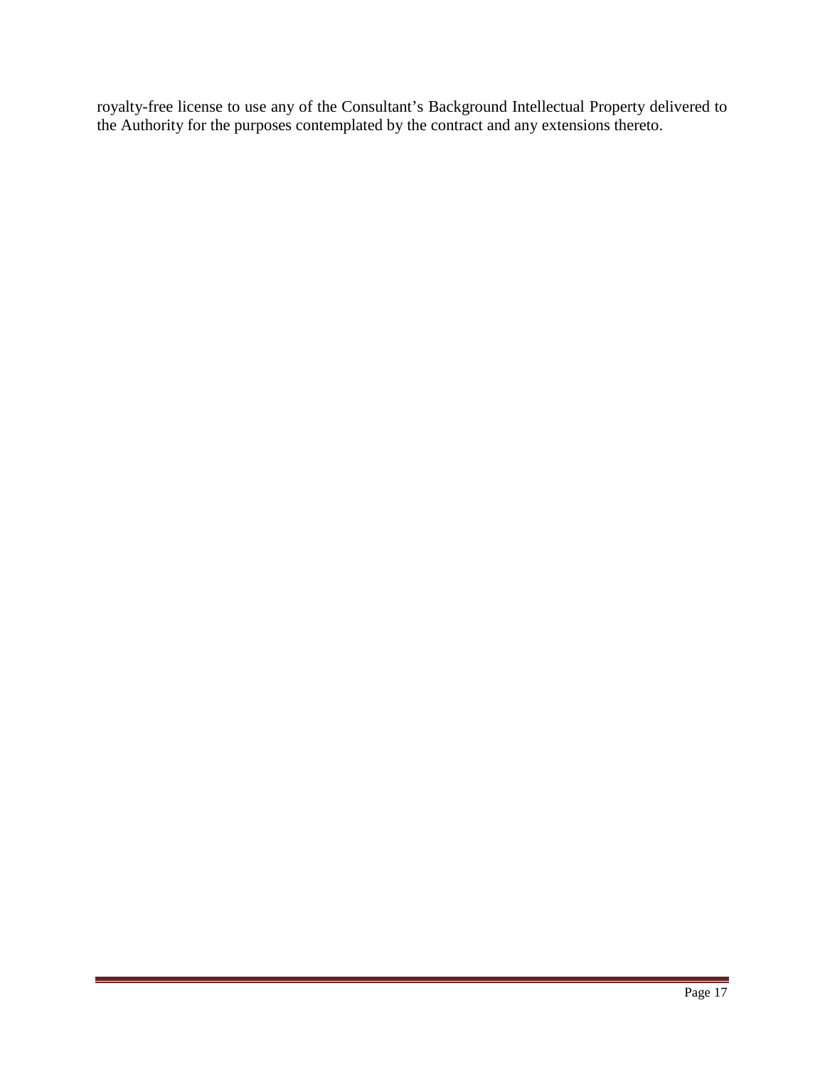royalty-free license to use any of the Consultant's Background Intellectual Property delivered to the Authority for the purposes contemplated by the contract and any extensions thereto.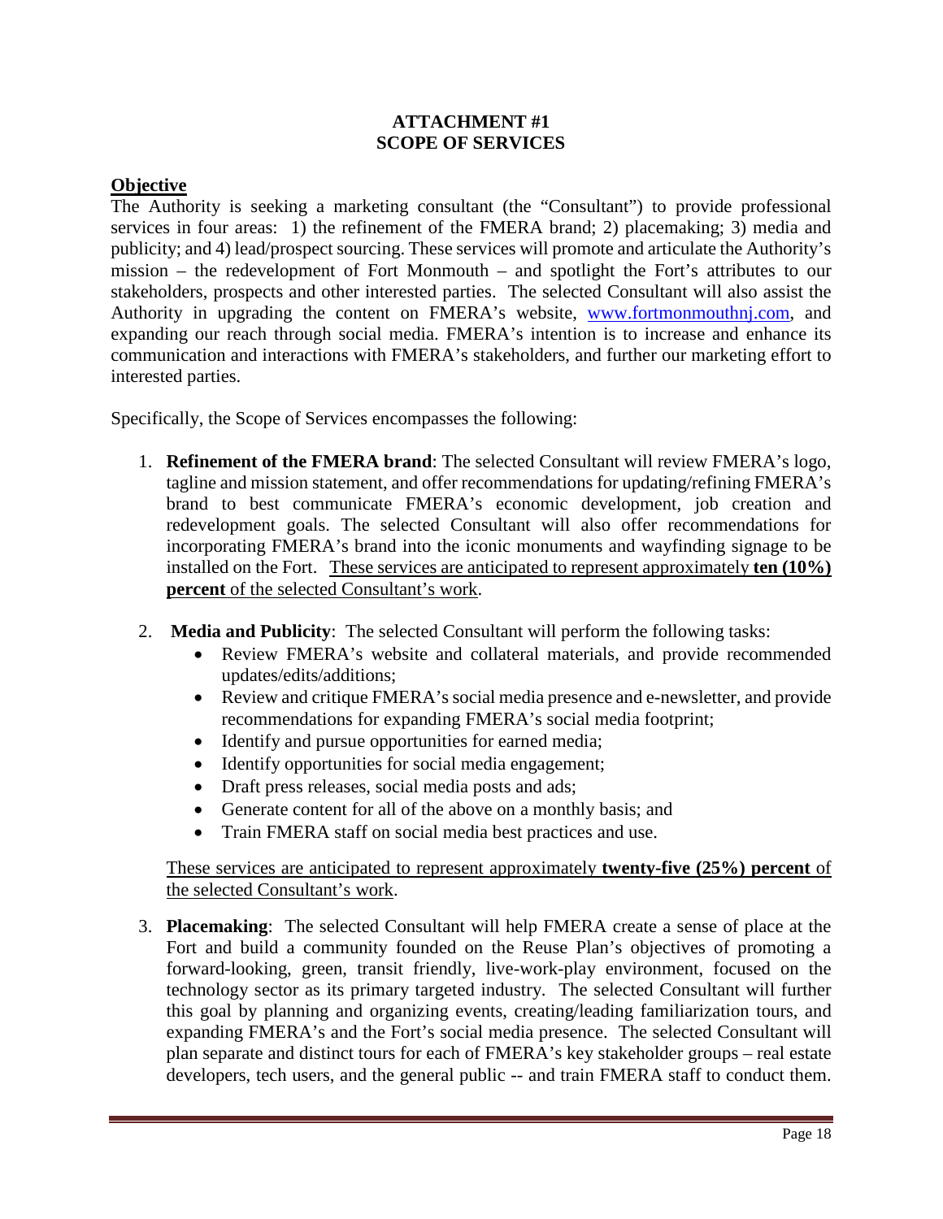**ATTACHMENT #1**
**SCOPE OF SERVICES**

**Objective**

The Authority is seeking a marketing consultant (the "Consultant") to provide professional services in four areas: 1) the refinement of the FMERA brand; 2) placemaking; 3) media and publicity; and 4) lead/prospect sourcing. These services will promote and articulate the Authority's mission – the redevelopment of Fort Monmouth – and spotlight the Fort's attributes to our stakeholders, prospects and other interested parties. The selected Consultant will also assist the Authority in upgrading the content on FMERA's website, www.fortmonmouthnj.com, and expanding our reach through social media. FMERA's intention is to increase and enhance its communication and interactions with FMERA's stakeholders, and further our marketing effort to interested parties.

Specifically, the Scope of Services encompasses the following:

1. **Refinement of the FMERA brand**: The selected Consultant will review FMERA's logo, tagline and mission statement, and offer recommendations for updating/refining FMERA's brand to best communicate FMERA's economic development, job creation and redevelopment goals. The selected Consultant will also offer recommendations for incorporating FMERA's brand into the iconic monuments and wayfinding signage to be installed on the Fort. These services are anticipated to represent approximately **ten (10%) percent** of the selected Consultant's work.

2. **Media and Publicity**: The selected Consultant will perform the following tasks:
   - Review FMERA's website and collateral materials, and provide recommended updates/edits/additions;
   - Review and critique FMERA's social media presence and e-newsletter, and provide recommendations for expanding FMERA's social media footprint;
   - Identify and pursue opportunities for earned media;
   - Identify opportunities for social media engagement;
   - Draft press releases, social media posts and ads;
   - Generate content for all of the above on a monthly basis; and
   - Train FMERA staff on social media best practices and use.

   These services are anticipated to represent approximately **twenty-five (25%) percent** of the selected Consultant's work.

3. **Placemaking**: The selected Consultant will help FMERA create a sense of place at the Fort and build a community founded on the Reuse Plan's objectives of promoting a forward-looking, green, transit friendly, live-work-play environment, focused on the technology sector as its primary targeted industry. The selected Consultant will further this goal by planning and organizing events, creating/leading familiarization tours, and expanding FMERA's and the Fort's social media presence. The selected Consultant will plan separate and distinct tours for each of FMERA's key stakeholder groups – real estate developers, tech users, and the general public -- and train FMERA staff to conduct them.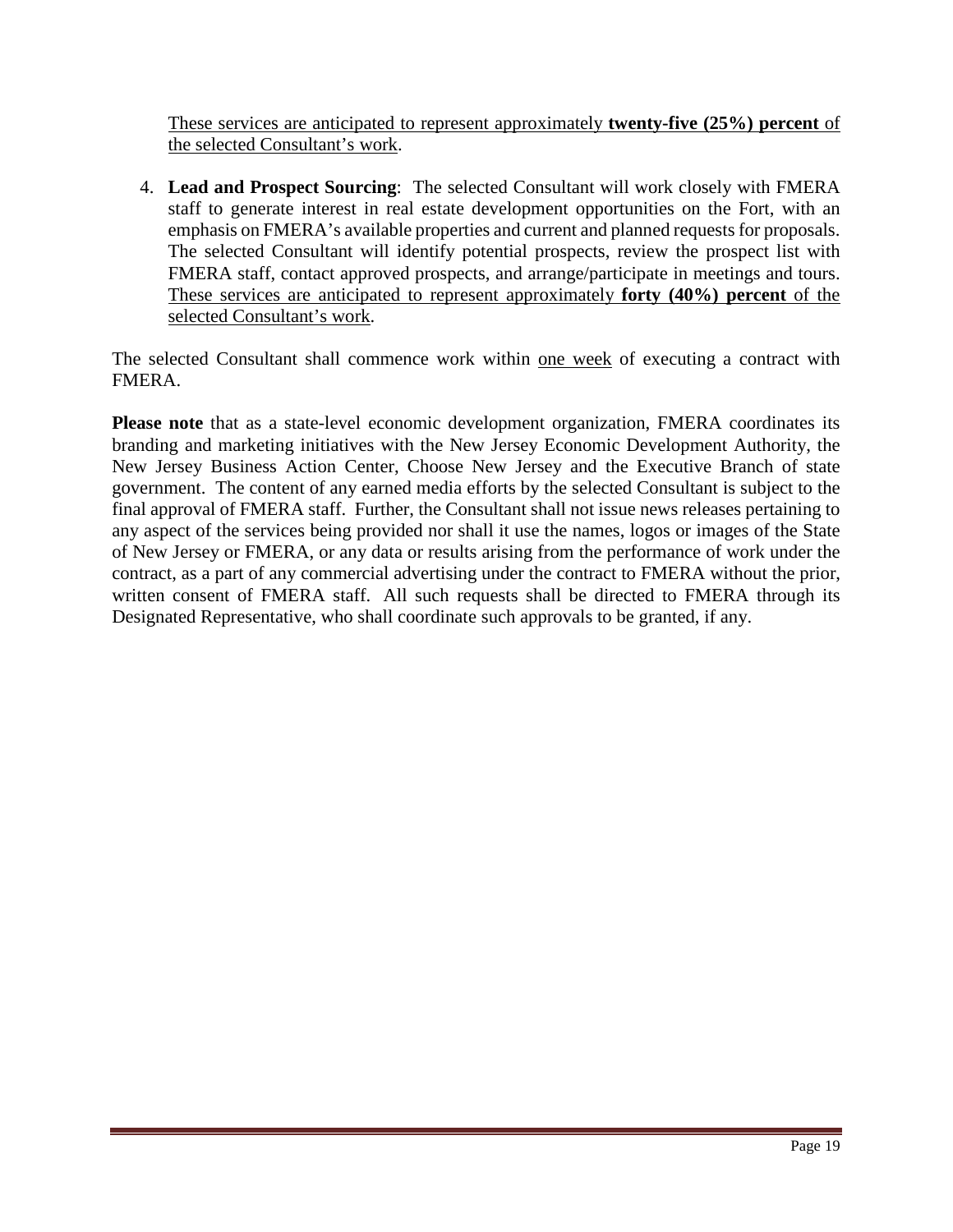<u>These services are anticipated to represent approximately **twenty-five (25%) percent** of the selected Consultant's work</u>.

4. **Lead and Prospect Sourcing**: The selected Consultant will work closely with FMERA staff to generate interest in real estate development opportunities on the Fort, with an emphasis on FMERA's available properties and current and planned requests for proposals. The selected Consultant will identify potential prospects, review the prospect list with FMERA staff, contact approved prospects, and arrange/participate in meetings and tours. <u>These services are anticipated to represent approximately **forty (40%) percent** of the selected Consultant's work</u>.

The selected Consultant shall commence work within <u>one week</u> of executing a contract with FMERA.

**Please note** that as a state-level economic development organization, FMERA coordinates its branding and marketing initiatives with the New Jersey Economic Development Authority, the New Jersey Business Action Center, Choose New Jersey and the Executive Branch of state government. The content of any earned media efforts by the selected Consultant is subject to the final approval of FMERA staff. Further, the Consultant shall not issue news releases pertaining to any aspect of the services being provided nor shall it use the names, logos or images of the State of New Jersey or FMERA, or any data or results arising from the performance of work under the contract, as a part of any commercial advertising under the contract to FMERA without the prior, written consent of FMERA staff. All such requests shall be directed to FMERA through its Designated Representative, who shall coordinate such approvals to be granted, if any.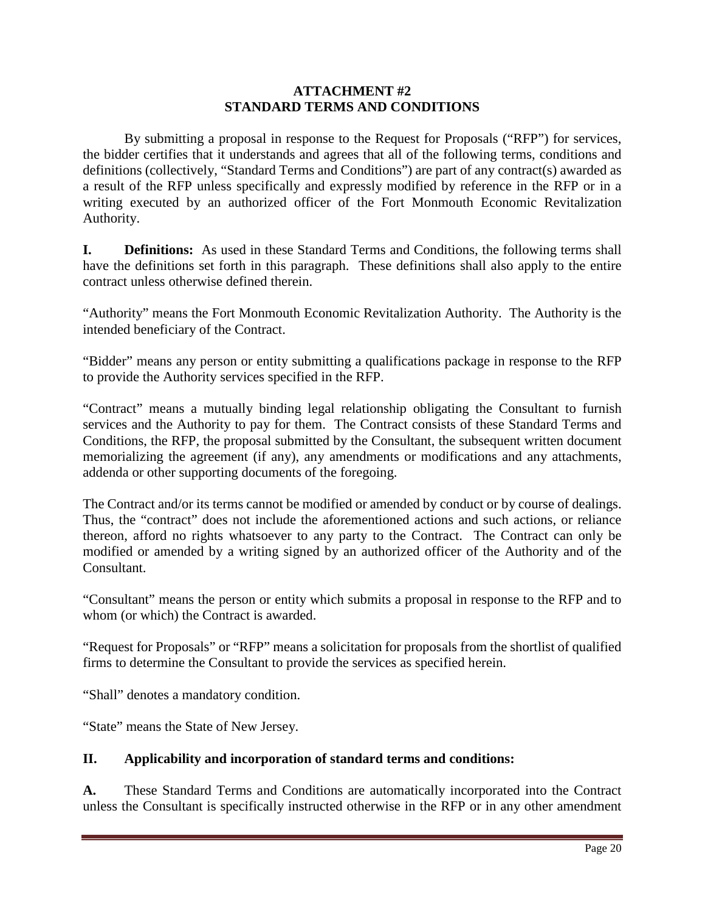**ATTACHMENT #2**
**STANDARD TERMS AND CONDITIONS**

By submitting a proposal in response to the Request for Proposals ("RFP") for services, the bidder certifies that it understands and agrees that all of the following terms, conditions and definitions (collectively, "Standard Terms and Conditions") are part of any contract(s) awarded as a result of the RFP unless specifically and expressly modified by reference in the RFP or in a writing executed by an authorized officer of the Fort Monmouth Economic Revitalization Authority.

**I. Definitions:** As used in these Standard Terms and Conditions, the following terms shall have the definitions set forth in this paragraph. These definitions shall also apply to the entire contract unless otherwise defined therein.

"Authority" means the Fort Monmouth Economic Revitalization Authority. The Authority is the intended beneficiary of the Contract.

"Bidder" means any person or entity submitting a qualifications package in response to the RFP to provide the Authority services specified in the RFP.

"Contract" means a mutually binding legal relationship obligating the Consultant to furnish services and the Authority to pay for them. The Contract consists of these Standard Terms and Conditions, the RFP, the proposal submitted by the Consultant, the subsequent written document memorializing the agreement (if any), any amendments or modifications and any attachments, addenda or other supporting documents of the foregoing.

The Contract and/or its terms cannot be modified or amended by conduct or by course of dealings. Thus, the "contract" does not include the aforementioned actions and such actions, or reliance thereon, afford no rights whatsoever to any party to the Contract. The Contract can only be modified or amended by a writing signed by an authorized officer of the Authority and of the Consultant.

"Consultant" means the person or entity which submits a proposal in response to the RFP and to whom (or which) the Contract is awarded.

"Request for Proposals" or "RFP" means a solicitation for proposals from the shortlist of qualified firms to determine the Consultant to provide the services as specified herein.

"Shall" denotes a mandatory condition.

"State" means the State of New Jersey.

**II. Applicability and incorporation of standard terms and conditions:**

**A.** These Standard Terms and Conditions are automatically incorporated into the Contract unless the Consultant is specifically instructed otherwise in the RFP or in any other amendment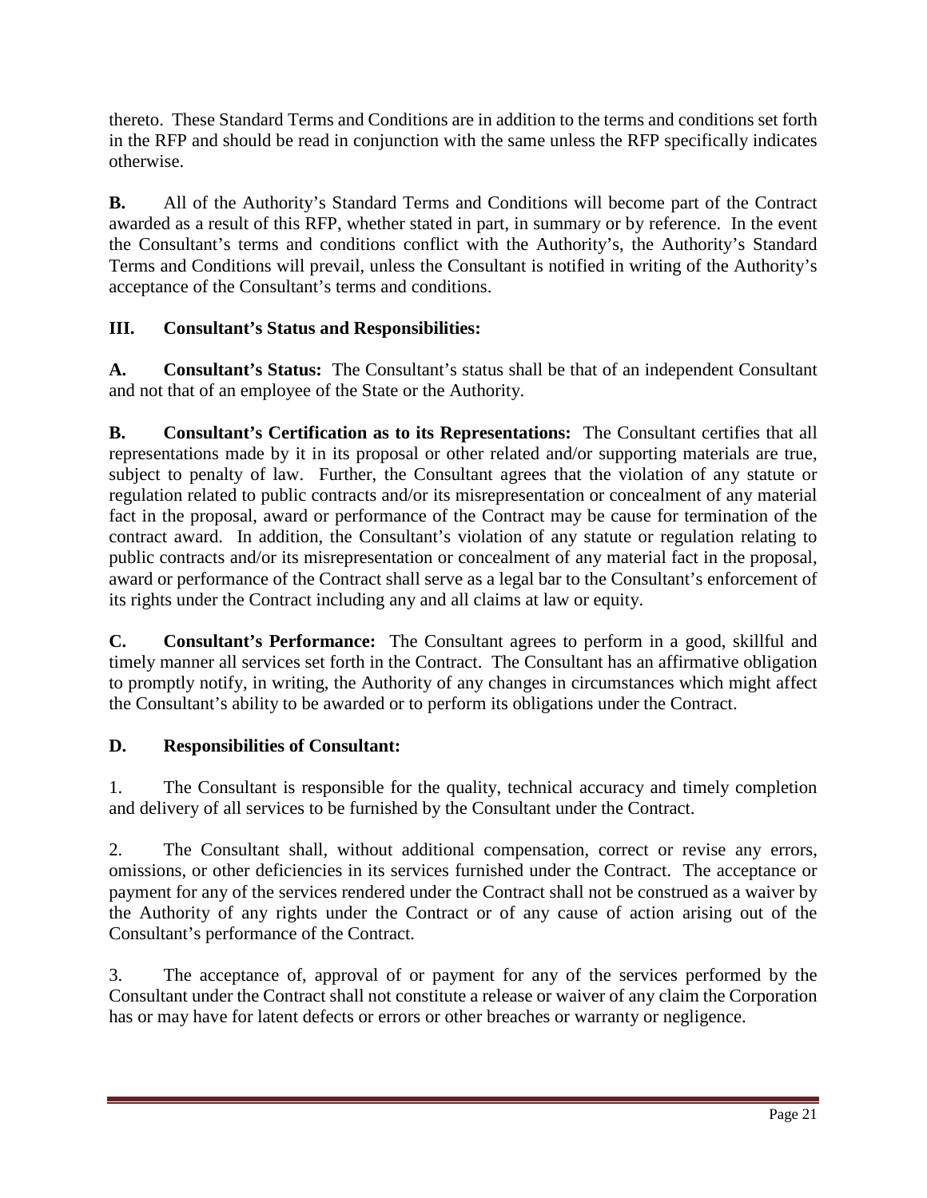thereto. These Standard Terms and Conditions are in addition to the terms and conditions set forth in the RFP and should be read in conjunction with the same unless the RFP specifically indicates otherwise.

**B.** All of the Authority's Standard Terms and Conditions will become part of the Contract awarded as a result of this RFP, whether stated in part, in summary or by reference. In the event the Consultant's terms and conditions conflict with the Authority's, the Authority's Standard Terms and Conditions will prevail, unless the Consultant is notified in writing of the Authority's acceptance of the Consultant's terms and conditions.

## III. Consultant's Status and Responsibilities:

**A. Consultant's Status:** The Consultant's status shall be that of an independent Consultant and not that of an employee of the State or the Authority.

**B. Consultant's Certification as to its Representations:** The Consultant certifies that all representations made by it in its proposal or other related and/or supporting materials are true, subject to penalty of law. Further, the Consultant agrees that the violation of any statute or regulation related to public contracts and/or its misrepresentation or concealment of any material fact in the proposal, award or performance of the Contract may be cause for termination of the contract award. In addition, the Consultant's violation of any statute or regulation relating to public contracts and/or its misrepresentation or concealment of any material fact in the proposal, award or performance of the Contract shall serve as a legal bar to the Consultant's enforcement of its rights under the Contract including any and all claims at law or equity.

**C. Consultant's Performance:** The Consultant agrees to perform in a good, skillful and timely manner all services set forth in the Contract. The Consultant has an affirmative obligation to promptly notify, in writing, the Authority of any changes in circumstances which might affect the Consultant's ability to be awarded or to perform its obligations under the Contract.

**D. Responsibilities of Consultant:**

1. The Consultant is responsible for the quality, technical accuracy and timely completion and delivery of all services to be furnished by the Consultant under the Contract.

2. The Consultant shall, without additional compensation, correct or revise any errors, omissions, or other deficiencies in its services furnished under the Contract. The acceptance or payment for any of the services rendered under the Contract shall not be construed as a waiver by the Authority of any rights under the Contract or of any cause of action arising out of the Consultant's performance of the Contract.

3. The acceptance of, approval of or payment for any of the services performed by the Consultant under the Contract shall not constitute a release or waiver of any claim the Corporation has or may have for latent defects or errors or other breaches or warranty or negligence.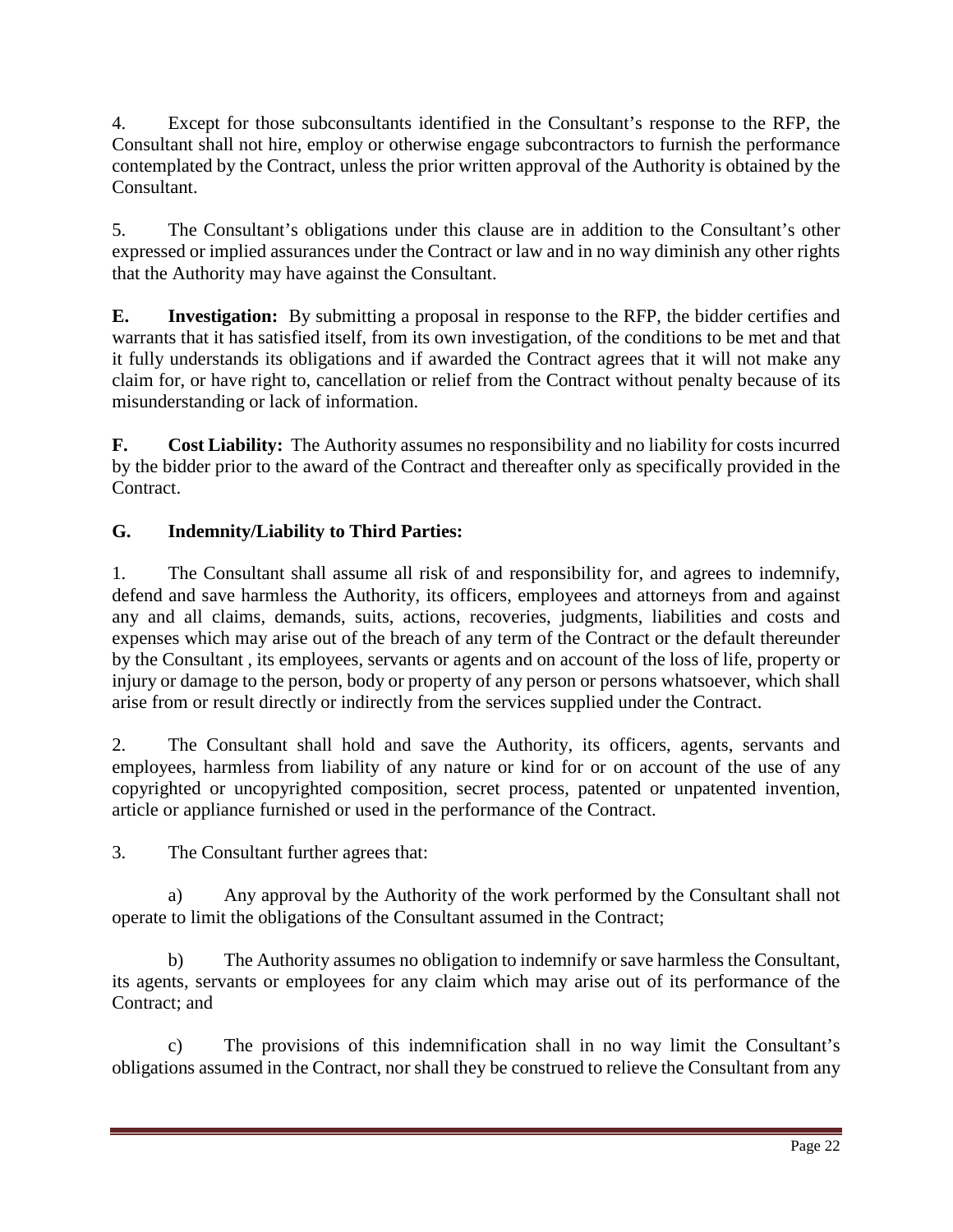4. Except for those subconsultants identified in the Consultant's response to the RFP, the Consultant shall not hire, employ or otherwise engage subcontractors to furnish the performance contemplated by the Contract, unless the prior written approval of the Authority is obtained by the Consultant.

5. The Consultant's obligations under this clause are in addition to the Consultant's other expressed or implied assurances under the Contract or law and in no way diminish any other rights that the Authority may have against the Consultant.

**E. Investigation:** By submitting a proposal in response to the RFP, the bidder certifies and warrants that it has satisfied itself, from its own investigation, of the conditions to be met and that it fully understands its obligations and if awarded the Contract agrees that it will not make any claim for, or have right to, cancellation or relief from the Contract without penalty because of its misunderstanding or lack of information.

**F. Cost Liability:** The Authority assumes no responsibility and no liability for costs incurred by the bidder prior to the award of the Contract and thereafter only as specifically provided in the Contract.

**G. Indemnity/Liability to Third Parties:**

1. The Consultant shall assume all risk of and responsibility for, and agrees to indemnify, defend and save harmless the Authority, its officers, employees and attorneys from and against any and all claims, demands, suits, actions, recoveries, judgments, liabilities and costs and expenses which may arise out of the breach of any term of the Contract or the default thereunder by the Consultant , its employees, servants or agents and on account of the loss of life, property or injury or damage to the person, body or property of any person or persons whatsoever, which shall arise from or result directly or indirectly from the services supplied under the Contract.

2. The Consultant shall hold and save the Authority, its officers, agents, servants and employees, harmless from liability of any nature or kind for or on account of the use of any copyrighted or uncopyrighted composition, secret process, patented or unpatented invention, article or appliance furnished or used in the performance of the Contract.

3. The Consultant further agrees that:

a) Any approval by the Authority of the work performed by the Consultant shall not operate to limit the obligations of the Consultant assumed in the Contract;

b) The Authority assumes no obligation to indemnify or save harmless the Consultant, its agents, servants or employees for any claim which may arise out of its performance of the Contract; and

c) The provisions of this indemnification shall in no way limit the Consultant's obligations assumed in the Contract, nor shall they be construed to relieve the Consultant from any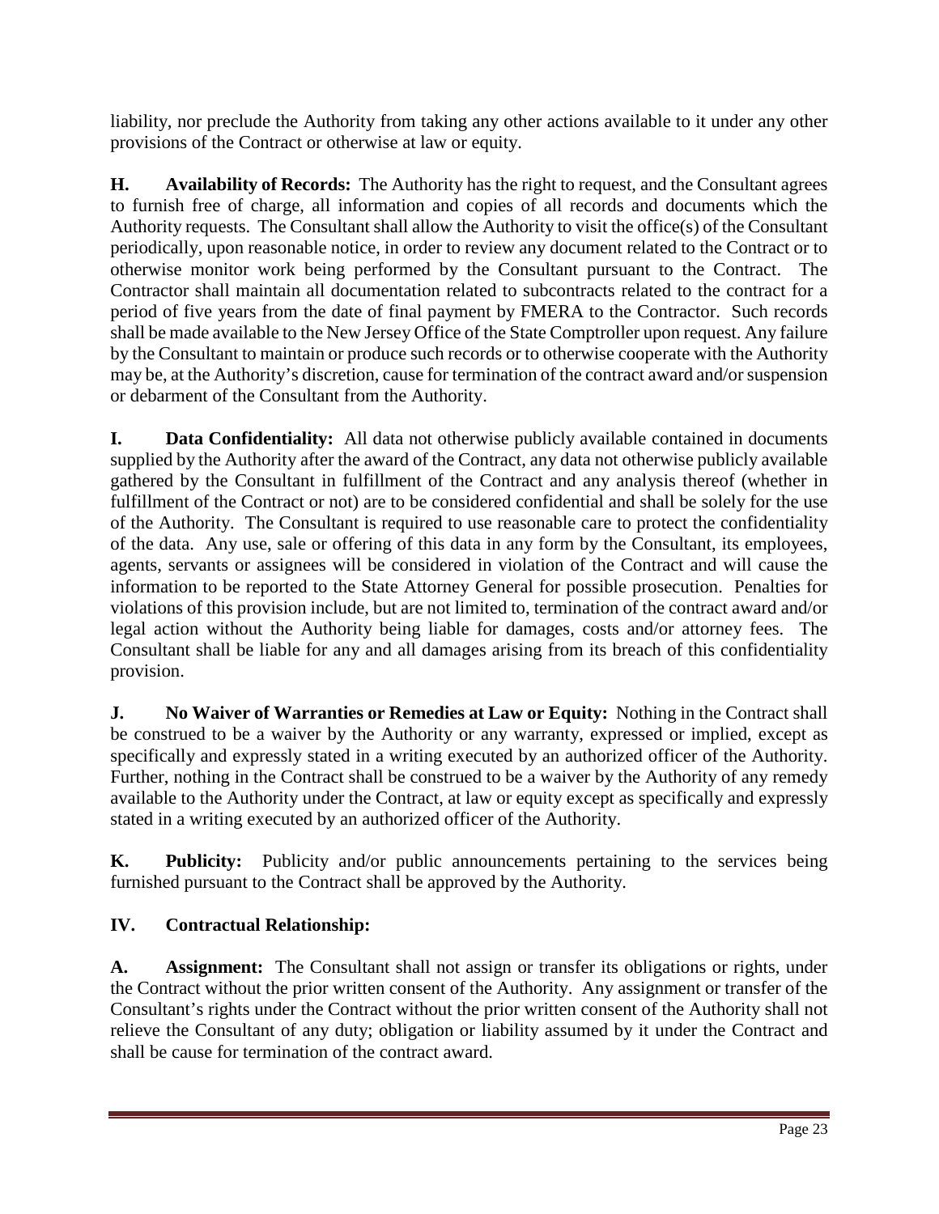liability, nor preclude the Authority from taking any other actions available to it under any other provisions of the Contract or otherwise at law or equity.

**H. Availability of Records:** The Authority has the right to request, and the Consultant agrees to furnish free of charge, all information and copies of all records and documents which the Authority requests. The Consultant shall allow the Authority to visit the office(s) of the Consultant periodically, upon reasonable notice, in order to review any document related to the Contract or to otherwise monitor work being performed by the Consultant pursuant to the Contract. The Contractor shall maintain all documentation related to subcontracts related to the contract for a period of five years from the date of final payment by FMERA to the Contractor. Such records shall be made available to the New Jersey Office of the State Comptroller upon request. Any failure by the Consultant to maintain or produce such records or to otherwise cooperate with the Authority may be, at the Authority's discretion, cause for termination of the contract award and/or suspension or debarment of the Consultant from the Authority.

**I. Data Confidentiality:** All data not otherwise publicly available contained in documents supplied by the Authority after the award of the Contract, any data not otherwise publicly available gathered by the Consultant in fulfillment of the Contract and any analysis thereof (whether in fulfillment of the Contract or not) are to be considered confidential and shall be solely for the use of the Authority. The Consultant is required to use reasonable care to protect the confidentiality of the data. Any use, sale or offering of this data in any form by the Consultant, its employees, agents, servants or assignees will be considered in violation of the Contract and will cause the information to be reported to the State Attorney General for possible prosecution. Penalties for violations of this provision include, but are not limited to, termination of the contract award and/or legal action without the Authority being liable for damages, costs and/or attorney fees. The Consultant shall be liable for any and all damages arising from its breach of this confidentiality provision.

**J. No Waiver of Warranties or Remedies at Law or Equity:** Nothing in the Contract shall be construed to be a waiver by the Authority or any warranty, expressed or implied, except as specifically and expressly stated in a writing executed by an authorized officer of the Authority. Further, nothing in the Contract shall be construed to be a waiver by the Authority of any remedy available to the Authority under the Contract, at law or equity except as specifically and expressly stated in a writing executed by an authorized officer of the Authority.

**K. Publicity:** Publicity and/or public announcements pertaining to the services being furnished pursuant to the Contract shall be approved by the Authority.

## IV. Contractual Relationship:

**A. Assignment:** The Consultant shall not assign or transfer its obligations or rights, under the Contract without the prior written consent of the Authority. Any assignment or transfer of the Consultant's rights under the Contract without the prior written consent of the Authority shall not relieve the Consultant of any duty; obligation or liability assumed by it under the Contract and shall be cause for termination of the contract award.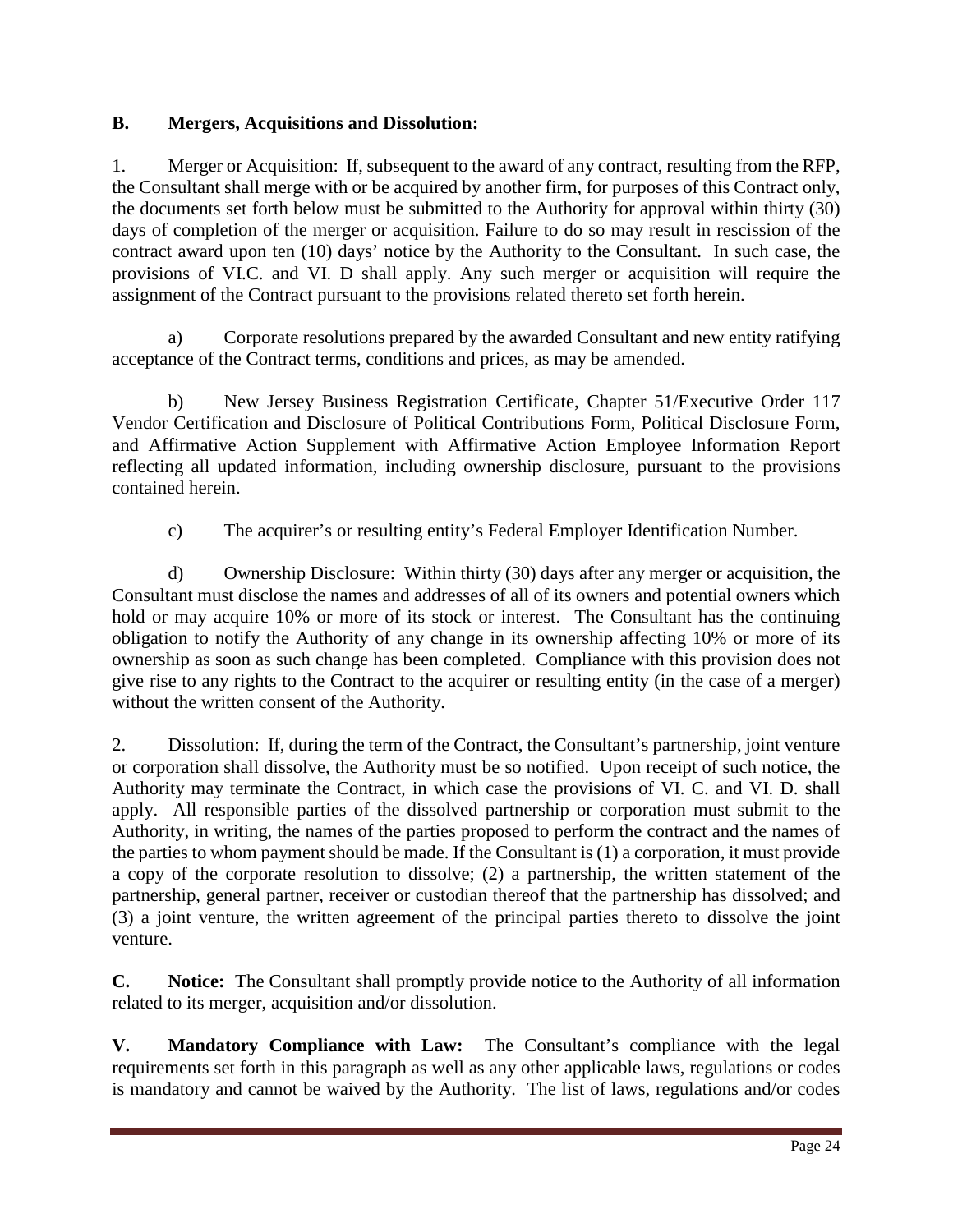**B. Mergers, Acquisitions and Dissolution:**

1. Merger or Acquisition: If, subsequent to the award of any contract, resulting from the RFP, the Consultant shall merge with or be acquired by another firm, for purposes of this Contract only, the documents set forth below must be submitted to the Authority for approval within thirty (30) days of completion of the merger or acquisition. Failure to do so may result in rescission of the contract award upon ten (10) days' notice by the Authority to the Consultant. In such case, the provisions of VI.C. and VI. D shall apply. Any such merger or acquisition will require the assignment of the Contract pursuant to the provisions related thereto set forth herein.

a) Corporate resolutions prepared by the awarded Consultant and new entity ratifying acceptance of the Contract terms, conditions and prices, as may be amended.

b) New Jersey Business Registration Certificate, Chapter 51/Executive Order 117 Vendor Certification and Disclosure of Political Contributions Form, Political Disclosure Form, and Affirmative Action Supplement with Affirmative Action Employee Information Report reflecting all updated information, including ownership disclosure, pursuant to the provisions contained herein.

c) The acquirer's or resulting entity's Federal Employer Identification Number.

d) Ownership Disclosure: Within thirty (30) days after any merger or acquisition, the Consultant must disclose the names and addresses of all of its owners and potential owners which hold or may acquire 10% or more of its stock or interest. The Consultant has the continuing obligation to notify the Authority of any change in its ownership affecting 10% or more of its ownership as soon as such change has been completed. Compliance with this provision does not give rise to any rights to the Contract to the acquirer or resulting entity (in the case of a merger) without the written consent of the Authority.

2. Dissolution: If, during the term of the Contract, the Consultant's partnership, joint venture or corporation shall dissolve, the Authority must be so notified. Upon receipt of such notice, the Authority may terminate the Contract, in which case the provisions of VI. C. and VI. D. shall apply. All responsible parties of the dissolved partnership or corporation must submit to the Authority, in writing, the names of the parties proposed to perform the contract and the names of the parties to whom payment should be made. If the Consultant is (1) a corporation, it must provide a copy of the corporate resolution to dissolve; (2) a partnership, the written statement of the partnership, general partner, receiver or custodian thereof that the partnership has dissolved; and (3) a joint venture, the written agreement of the principal parties thereto to dissolve the joint venture.

**C. Notice:** The Consultant shall promptly provide notice to the Authority of all information related to its merger, acquisition and/or dissolution.

**V. Mandatory Compliance with Law:** The Consultant's compliance with the legal requirements set forth in this paragraph as well as any other applicable laws, regulations or codes is mandatory and cannot be waived by the Authority. The list of laws, regulations and/or codes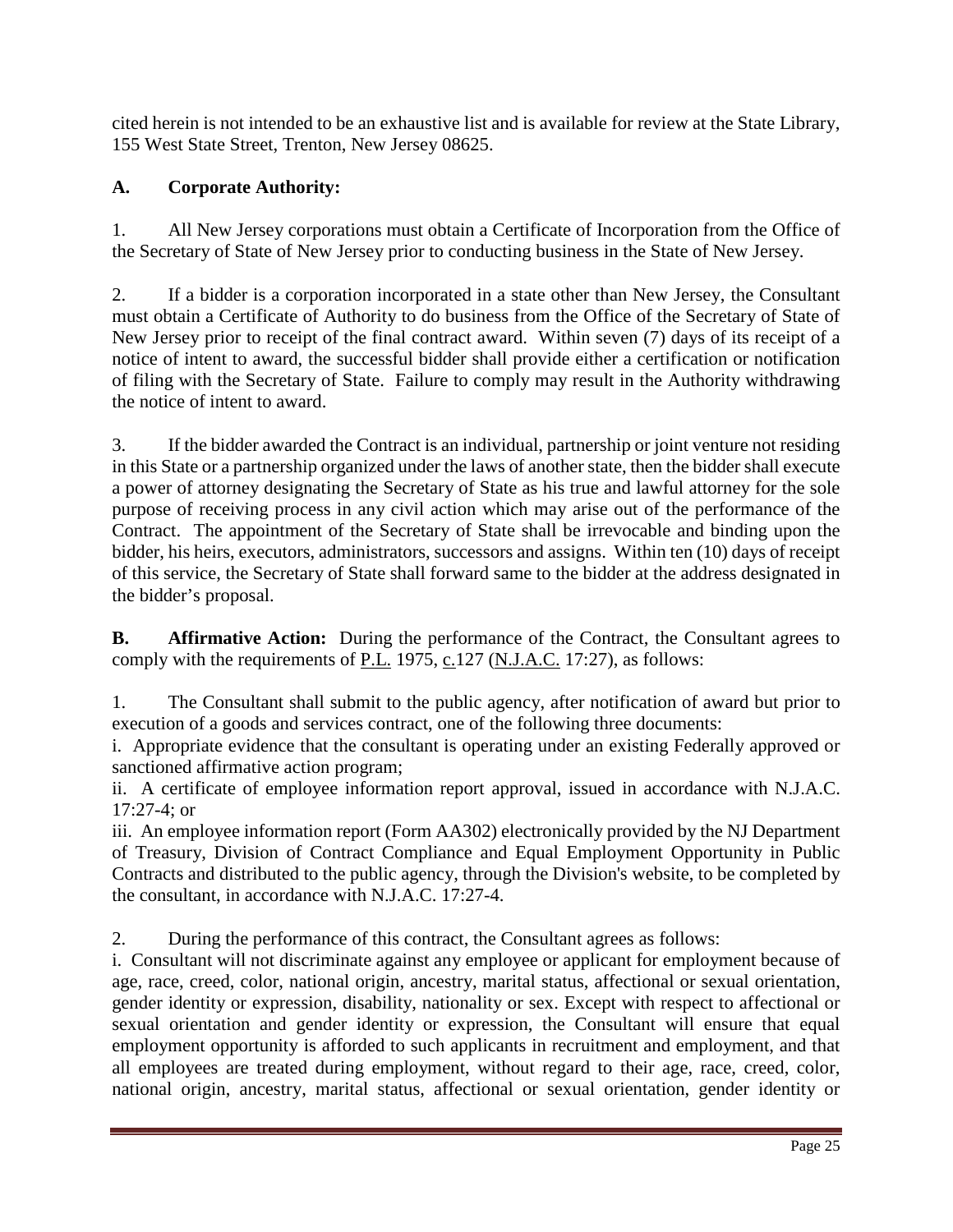cited herein is not intended to be an exhaustive list and is available for review at the State Library, 155 West State Street, Trenton, New Jersey 08625.

**A. Corporate Authority:**

1. All New Jersey corporations must obtain a Certificate of Incorporation from the Office of the Secretary of State of New Jersey prior to conducting business in the State of New Jersey.

2. If a bidder is a corporation incorporated in a state other than New Jersey, the Consultant must obtain a Certificate of Authority to do business from the Office of the Secretary of State of New Jersey prior to receipt of the final contract award. Within seven (7) days of its receipt of a notice of intent to award, the successful bidder shall provide either a certification or notification of filing with the Secretary of State. Failure to comply may result in the Authority withdrawing the notice of intent to award.

3. If the bidder awarded the Contract is an individual, partnership or joint venture not residing in this State or a partnership organized under the laws of another state, then the bidder shall execute a power of attorney designating the Secretary of State as his true and lawful attorney for the sole purpose of receiving process in any civil action which may arise out of the performance of the Contract. The appointment of the Secretary of State shall be irrevocable and binding upon the bidder, his heirs, executors, administrators, successors and assigns. Within ten (10) days of receipt of this service, the Secretary of State shall forward same to the bidder at the address designated in the bidder's proposal.

**B. Affirmative Action:** During the performance of the Contract, the Consultant agrees to comply with the requirements of P.L. 1975, c.127 (N.J.A.C. 17:27), as follows:

1. The Consultant shall submit to the public agency, after notification of award but prior to execution of a goods and services contract, one of the following three documents:
i. Appropriate evidence that the consultant is operating under an existing Federally approved or sanctioned affirmative action program;
ii. A certificate of employee information report approval, issued in accordance with N.J.A.C. 17:27-4; or
iii. An employee information report (Form AA302) electronically provided by the NJ Department of Treasury, Division of Contract Compliance and Equal Employment Opportunity in Public Contracts and distributed to the public agency, through the Division's website, to be completed by the consultant, in accordance with N.J.A.C. 17:27-4.

2. During the performance of this contract, the Consultant agrees as follows:
i. Consultant will not discriminate against any employee or applicant for employment because of age, race, creed, color, national origin, ancestry, marital status, affectional or sexual orientation, gender identity or expression, disability, nationality or sex. Except with respect to affectional or sexual orientation and gender identity or expression, the Consultant will ensure that equal employment opportunity is afforded to such applicants in recruitment and employment, and that all employees are treated during employment, without regard to their age, race, creed, color, national origin, ancestry, marital status, affectional or sexual orientation, gender identity or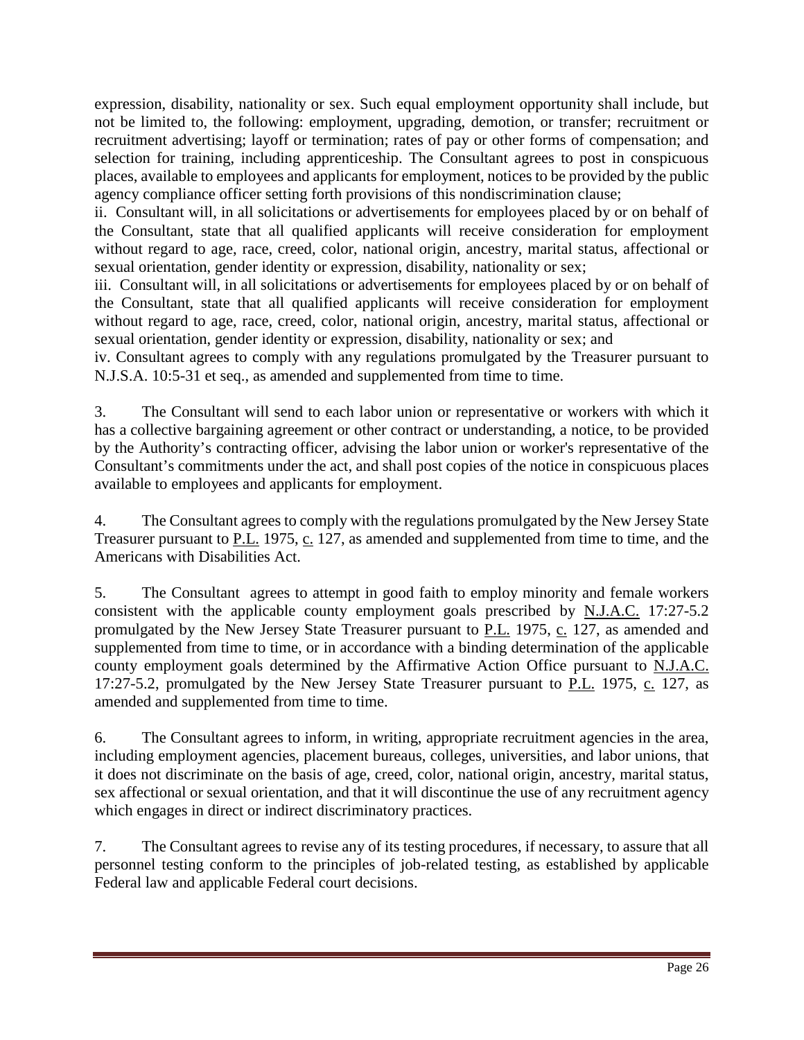expression, disability, nationality or sex. Such equal employment opportunity shall include, but not be limited to, the following: employment, upgrading, demotion, or transfer; recruitment or recruitment advertising; layoff or termination; rates of pay or other forms of compensation; and selection for training, including apprenticeship. The Consultant agrees to post in conspicuous places, available to employees and applicants for employment, notices to be provided by the public agency compliance officer setting forth provisions of this nondiscrimination clause;

ii. Consultant will, in all solicitations or advertisements for employees placed by or on behalf of the Consultant, state that all qualified applicants will receive consideration for employment without regard to age, race, creed, color, national origin, ancestry, marital status, affectional or sexual orientation, gender identity or expression, disability, nationality or sex;

iii. Consultant will, in all solicitations or advertisements for employees placed by or on behalf of the Consultant, state that all qualified applicants will receive consideration for employment without regard to age, race, creed, color, national origin, ancestry, marital status, affectional or sexual orientation, gender identity or expression, disability, nationality or sex; and

iv. Consultant agrees to comply with any regulations promulgated by the Treasurer pursuant to N.J.S.A. 10:5-31 et seq., as amended and supplemented from time to time.

3. The Consultant will send to each labor union or representative or workers with which it has a collective bargaining agreement or other contract or understanding, a notice, to be provided by the Authority's contracting officer, advising the labor union or worker's representative of the Consultant's commitments under the act, and shall post copies of the notice in conspicuous places available to employees and applicants for employment.

4. The Consultant agrees to comply with the regulations promulgated by the New Jersey State Treasurer pursuant to P.L. 1975, c. 127, as amended and supplemented from time to time, and the Americans with Disabilities Act.

5. The Consultant agrees to attempt in good faith to employ minority and female workers consistent with the applicable county employment goals prescribed by N.J.A.C. 17:27-5.2 promulgated by the New Jersey State Treasurer pursuant to P.L. 1975, c. 127, as amended and supplemented from time to time, or in accordance with a binding determination of the applicable county employment goals determined by the Affirmative Action Office pursuant to N.J.A.C. 17:27-5.2, promulgated by the New Jersey State Treasurer pursuant to P.L. 1975, c. 127, as amended and supplemented from time to time.

6. The Consultant agrees to inform, in writing, appropriate recruitment agencies in the area, including employment agencies, placement bureaus, colleges, universities, and labor unions, that it does not discriminate on the basis of age, creed, color, national origin, ancestry, marital status, sex affectional or sexual orientation, and that it will discontinue the use of any recruitment agency which engages in direct or indirect discriminatory practices.

7. The Consultant agrees to revise any of its testing procedures, if necessary, to assure that all personnel testing conform to the principles of job-related testing, as established by applicable Federal law and applicable Federal court decisions.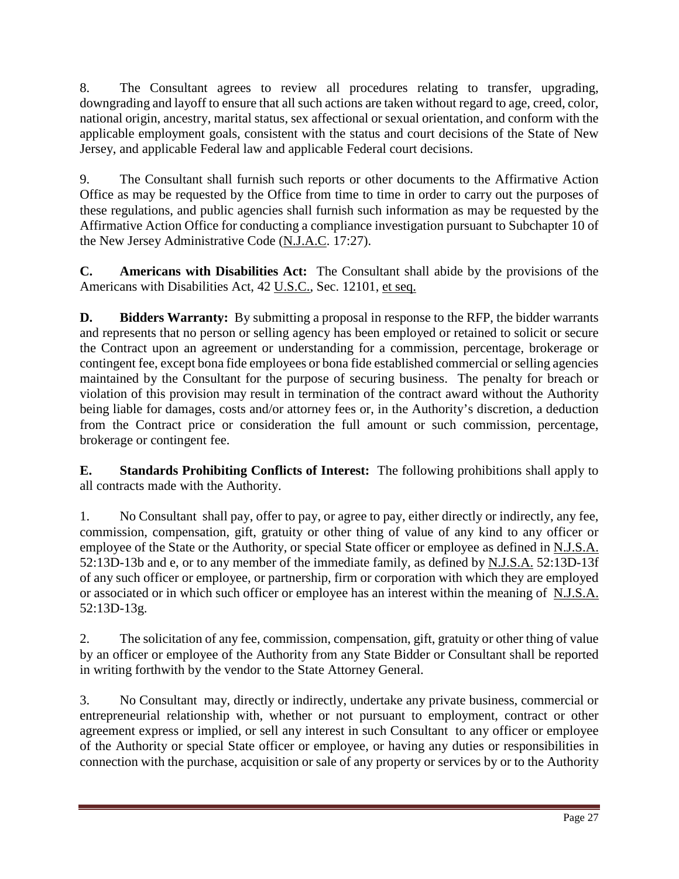8. The Consultant agrees to review all procedures relating to transfer, upgrading, downgrading and layoff to ensure that all such actions are taken without regard to age, creed, color, national origin, ancestry, marital status, sex affectional or sexual orientation, and conform with the applicable employment goals, consistent with the status and court decisions of the State of New Jersey, and applicable Federal law and applicable Federal court decisions.

9. The Consultant shall furnish such reports or other documents to the Affirmative Action Office as may be requested by the Office from time to time in order to carry out the purposes of these regulations, and public agencies shall furnish such information as may be requested by the Affirmative Action Office for conducting a compliance investigation pursuant to Subchapter 10 of the New Jersey Administrative Code (N.J.A.C. 17:27).

**C. Americans with Disabilities Act:** The Consultant shall abide by the provisions of the Americans with Disabilities Act, 42 U.S.C., Sec. 12101, et seq.

**D. Bidders Warranty:** By submitting a proposal in response to the RFP, the bidder warrants and represents that no person or selling agency has been employed or retained to solicit or secure the Contract upon an agreement or understanding for a commission, percentage, brokerage or contingent fee, except bona fide employees or bona fide established commercial or selling agencies maintained by the Consultant for the purpose of securing business. The penalty for breach or violation of this provision may result in termination of the contract award without the Authority being liable for damages, costs and/or attorney fees or, in the Authority's discretion, a deduction from the Contract price or consideration the full amount or such commission, percentage, brokerage or contingent fee.

**E. Standards Prohibiting Conflicts of Interest:** The following prohibitions shall apply to all contracts made with the Authority.

1. No Consultant shall pay, offer to pay, or agree to pay, either directly or indirectly, any fee, commission, compensation, gift, gratuity or other thing of value of any kind to any officer or employee of the State or the Authority, or special State officer or employee as defined in N.J.S.A. 52:13D-13b and e, or to any member of the immediate family, as defined by N.J.S.A. 52:13D-13f of any such officer or employee, or partnership, firm or corporation with which they are employed or associated or in which such officer or employee has an interest within the meaning of N.J.S.A. 52:13D-13g.

2. The solicitation of any fee, commission, compensation, gift, gratuity or other thing of value by an officer or employee of the Authority from any State Bidder or Consultant shall be reported in writing forthwith by the vendor to the State Attorney General.

3. No Consultant may, directly or indirectly, undertake any private business, commercial or entrepreneurial relationship with, whether or not pursuant to employment, contract or other agreement express or implied, or sell any interest in such Consultant to any officer or employee of the Authority or special State officer or employee, or having any duties or responsibilities in connection with the purchase, acquisition or sale of any property or services by or to the Authority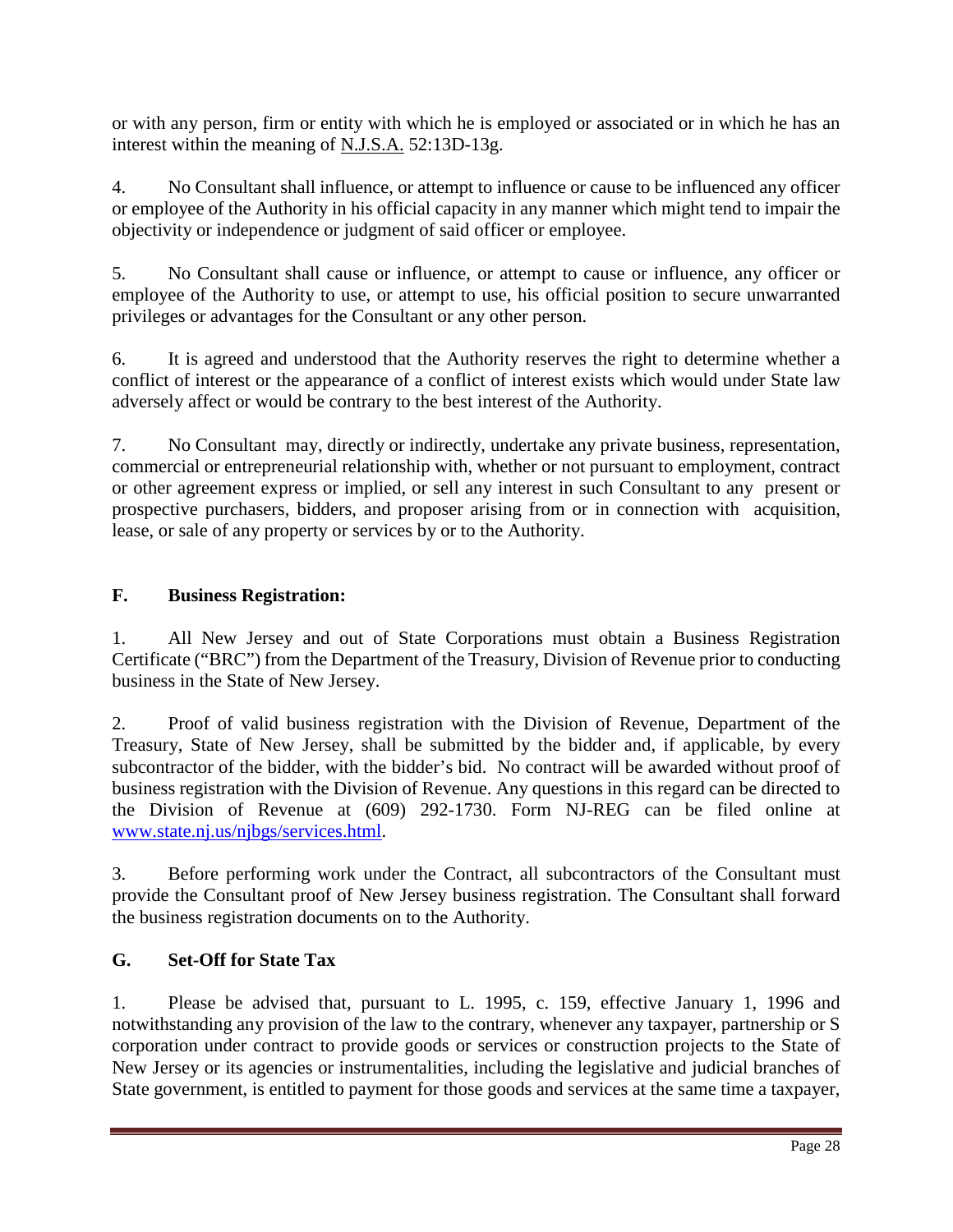or with any person, firm or entity with which he is employed or associated or in which he has an interest within the meaning of N.J.S.A. 52:13D-13g.

4. No Consultant shall influence, or attempt to influence or cause to be influenced any officer or employee of the Authority in his official capacity in any manner which might tend to impair the objectivity or independence or judgment of said officer or employee.

5. No Consultant shall cause or influence, or attempt to cause or influence, any officer or employee of the Authority to use, or attempt to use, his official position to secure unwarranted privileges or advantages for the Consultant or any other person.

6. It is agreed and understood that the Authority reserves the right to determine whether a conflict of interest or the appearance of a conflict of interest exists which would under State law adversely affect or would be contrary to the best interest of the Authority.

7. No Consultant may, directly or indirectly, undertake any private business, representation, commercial or entrepreneurial relationship with, whether or not pursuant to employment, contract or other agreement express or implied, or sell any interest in such Consultant to any present or prospective purchasers, bidders, and proposer arising from or in connection with acquisition, lease, or sale of any property or services by or to the Authority.

**F. Business Registration:**

1. All New Jersey and out of State Corporations must obtain a Business Registration Certificate ("BRC") from the Department of the Treasury, Division of Revenue prior to conducting business in the State of New Jersey.

2. Proof of valid business registration with the Division of Revenue, Department of the Treasury, State of New Jersey, shall be submitted by the bidder and, if applicable, by every subcontractor of the bidder, with the bidder's bid. No contract will be awarded without proof of business registration with the Division of Revenue. Any questions in this regard can be directed to the Division of Revenue at (609) 292-1730. Form NJ-REG can be filed online at www.state.nj.us/njbgs/services.html.

3. Before performing work under the Contract, all subcontractors of the Consultant must provide the Consultant proof of New Jersey business registration. The Consultant shall forward the business registration documents on to the Authority.

**G. Set-Off for State Tax**

1. Please be advised that, pursuant to L. 1995, c. 159, effective January 1, 1996 and notwithstanding any provision of the law to the contrary, whenever any taxpayer, partnership or S corporation under contract to provide goods or services or construction projects to the State of New Jersey or its agencies or instrumentalities, including the legislative and judicial branches of State government, is entitled to payment for those goods and services at the same time a taxpayer,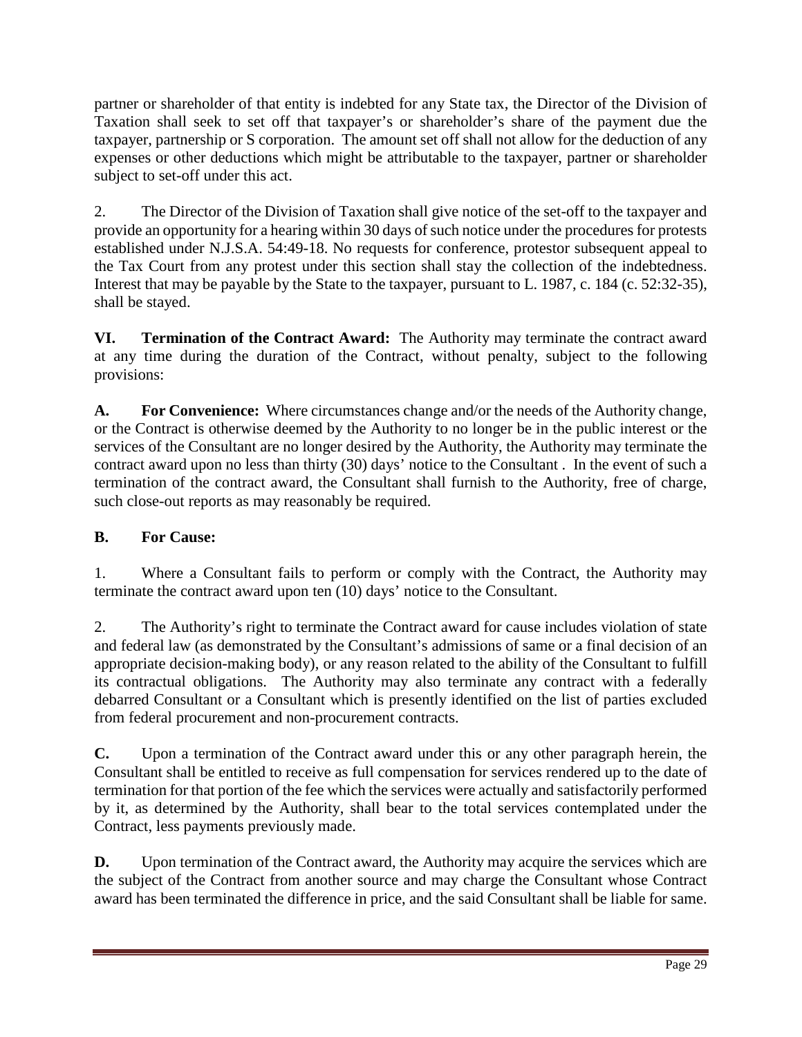partner or shareholder of that entity is indebted for any State tax, the Director of the Division of Taxation shall seek to set off that taxpayer's or shareholder's share of the payment due the taxpayer, partnership or S corporation. The amount set off shall not allow for the deduction of any expenses or other deductions which might be attributable to the taxpayer, partner or shareholder subject to set-off under this act.

2. The Director of the Division of Taxation shall give notice of the set-off to the taxpayer and provide an opportunity for a hearing within 30 days of such notice under the procedures for protests established under N.J.S.A. 54:49-18. No requests for conference, protestor subsequent appeal to the Tax Court from any protest under this section shall stay the collection of the indebtedness. Interest that may be payable by the State to the taxpayer, pursuant to L. 1987, c. 184 (c. 52:32-35), shall be stayed.

**VI. Termination of the Contract Award:** The Authority may terminate the contract award at any time during the duration of the Contract, without penalty, subject to the following provisions:

**A. For Convenience:** Where circumstances change and/or the needs of the Authority change, or the Contract is otherwise deemed by the Authority to no longer be in the public interest or the services of the Consultant are no longer desired by the Authority, the Authority may terminate the contract award upon no less than thirty (30) days' notice to the Consultant . In the event of such a termination of the contract award, the Consultant shall furnish to the Authority, free of charge, such close-out reports as may reasonably be required.

**B. For Cause:**

1. Where a Consultant fails to perform or comply with the Contract, the Authority may terminate the contract award upon ten (10) days' notice to the Consultant.

2. The Authority's right to terminate the Contract award for cause includes violation of state and federal law (as demonstrated by the Consultant's admissions of same or a final decision of an appropriate decision-making body), or any reason related to the ability of the Consultant to fulfill its contractual obligations. The Authority may also terminate any contract with a federally debarred Consultant or a Consultant which is presently identified on the list of parties excluded from federal procurement and non-procurement contracts.

**C.** Upon a termination of the Contract award under this or any other paragraph herein, the Consultant shall be entitled to receive as full compensation for services rendered up to the date of termination for that portion of the fee which the services were actually and satisfactorily performed by it, as determined by the Authority, shall bear to the total services contemplated under the Contract, less payments previously made.

**D.** Upon termination of the Contract award, the Authority may acquire the services which are the subject of the Contract from another source and may charge the Consultant whose Contract award has been terminated the difference in price, and the said Consultant shall be liable for same.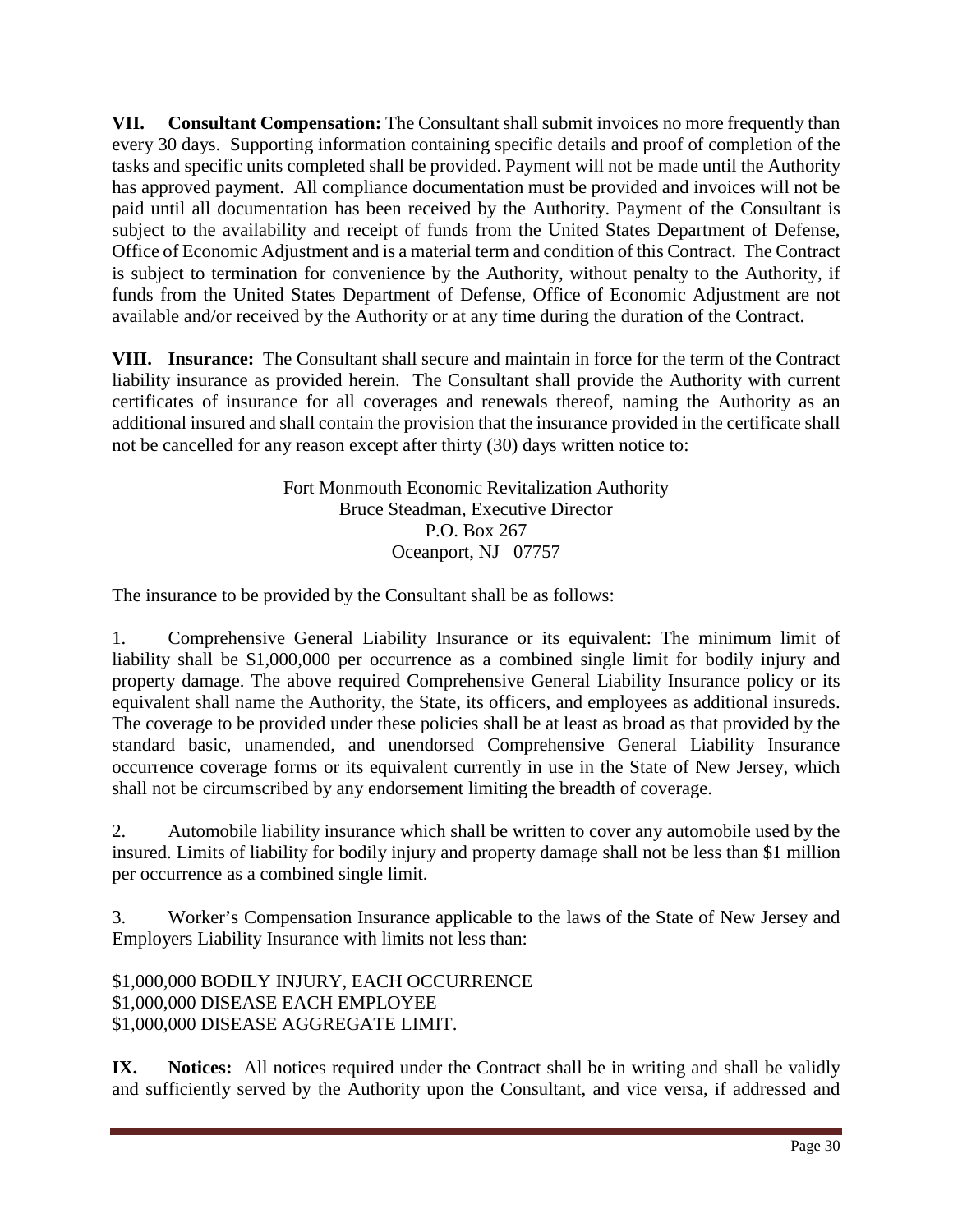**VII. Consultant Compensation:** The Consultant shall submit invoices no more frequently than every 30 days. Supporting information containing specific details and proof of completion of the tasks and specific units completed shall be provided. Payment will not be made until the Authority has approved payment. All compliance documentation must be provided and invoices will not be paid until all documentation has been received by the Authority. Payment of the Consultant is subject to the availability and receipt of funds from the United States Department of Defense, Office of Economic Adjustment and is a material term and condition of this Contract. The Contract is subject to termination for convenience by the Authority, without penalty to the Authority, if funds from the United States Department of Defense, Office of Economic Adjustment are not available and/or received by the Authority or at any time during the duration of the Contract.

**VIII. Insurance:** The Consultant shall secure and maintain in force for the term of the Contract liability insurance as provided herein. The Consultant shall provide the Authority with current certificates of insurance for all coverages and renewals thereof, naming the Authority as an additional insured and shall contain the provision that the insurance provided in the certificate shall not be cancelled for any reason except after thirty (30) days written notice to:

Fort Monmouth Economic Revitalization Authority
Bruce Steadman, Executive Director
P.O. Box 267
Oceanport, NJ 07757

The insurance to be provided by the Consultant shall be as follows:

1. Comprehensive General Liability Insurance or its equivalent: The minimum limit of liability shall be \$1,000,000 per occurrence as a combined single limit for bodily injury and property damage. The above required Comprehensive General Liability Insurance policy or its equivalent shall name the Authority, the State, its officers, and employees as additional insureds. The coverage to be provided under these policies shall be at least as broad as that provided by the standard basic, unamended, and unendorsed Comprehensive General Liability Insurance occurrence coverage forms or its equivalent currently in use in the State of New Jersey, which shall not be circumscribed by any endorsement limiting the breadth of coverage.

2. Automobile liability insurance which shall be written to cover any automobile used by the insured. Limits of liability for bodily injury and property damage shall not be less than \$1 million per occurrence as a combined single limit.

3. Worker's Compensation Insurance applicable to the laws of the State of New Jersey and Employers Liability Insurance with limits not less than:

\$1,000,000 BODILY INJURY, EACH OCCURRENCE
\$1,000,000 DISEASE EACH EMPLOYEE
\$1,000,000 DISEASE AGGREGATE LIMIT.

**IX. Notices:** All notices required under the Contract shall be in writing and shall be validly and sufficiently served by the Authority upon the Consultant, and vice versa, if addressed and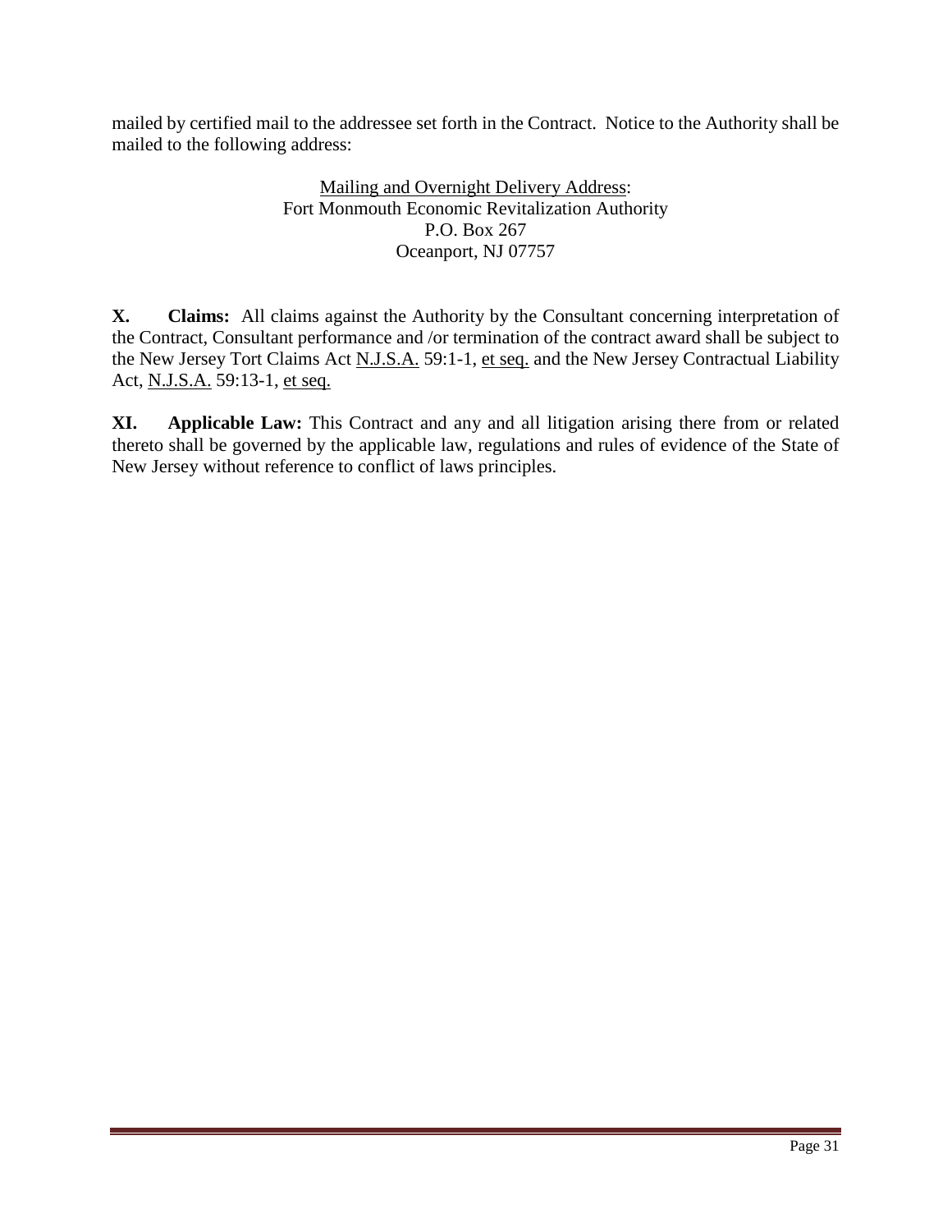mailed by certified mail to the addressee set forth in the Contract. Notice to the Authority shall be mailed to the following address:

Mailing and Overnight Delivery Address:
Fort Monmouth Economic Revitalization Authority
P.O. Box 267
Oceanport, NJ 07757

**X. Claims:** All claims against the Authority by the Consultant concerning interpretation of the Contract, Consultant performance and /or termination of the contract award shall be subject to the New Jersey Tort Claims Act N.J.S.A. 59:1-1, et seq. and the New Jersey Contractual Liability Act, N.J.S.A. 59:13-1, et seq.

**XI. Applicable Law:** This Contract and any and all litigation arising there from or related thereto shall be governed by the applicable law, regulations and rules of evidence of the State of New Jersey without reference to conflict of laws principles.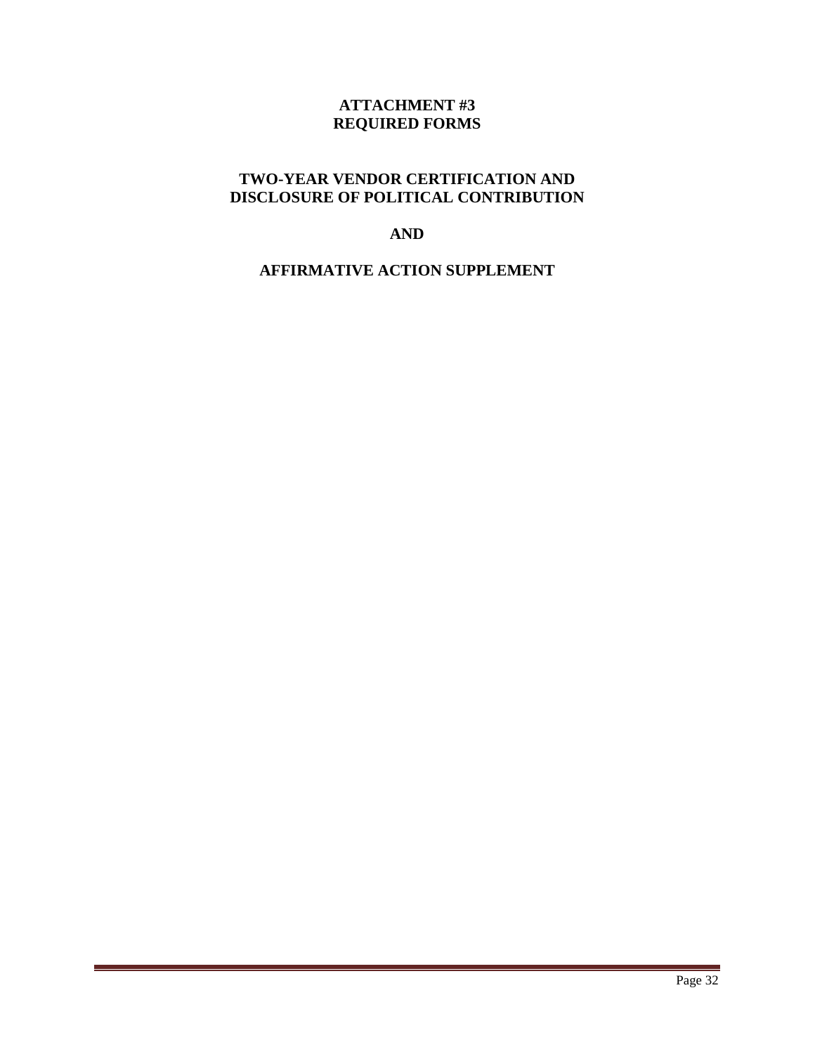# ATTACHMENT #3
# REQUIRED FORMS

## TWO-YEAR VENDOR CERTIFICATION AND DISCLOSURE OF POLITICAL CONTRIBUTION

## AND

## AFFIRMATIVE ACTION SUPPLEMENT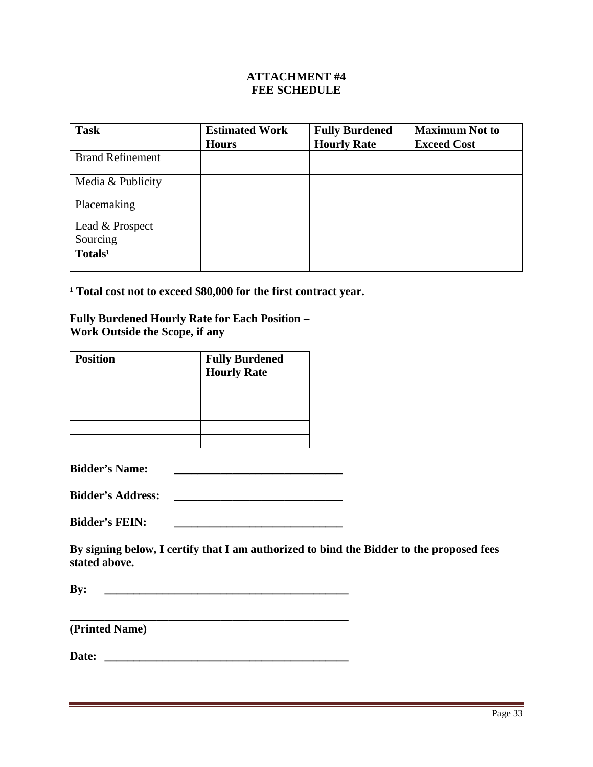**ATTACHMENT #4**
**FEE SCHEDULE**

| Task | Estimated Work Hours | Fully Burdened Hourly Rate | Maximum Not to Exceed Cost |
|---|---|---|---|
| Brand Refinement | | | |
| Media & Publicity | | | |
| Placemaking | | | |
| Lead & Prospect Sourcing | | | |
| **Totals[1]** | | | |

**[1] Total cost not to exceed $80,000 for the first contract year.**

**Fully Burdened Hourly Rate for Each Position –**
**Work Outside the Scope, if any**

| Position | Fully Burdened Hourly Rate |
|---|---|
| | |
| | |
| | |
| | |
| | |

**Bidder's Name:** ______________________________

**Bidder's Address:** ______________________________

**Bidder's FEIN:** ______________________________

**By signing below, I certify that I am authorized to bind the Bidder to the proposed fees stated above.**

**By:** ____________________________________________

____________________________________________
**(Printed Name)**

**Date:** ____________________________________________